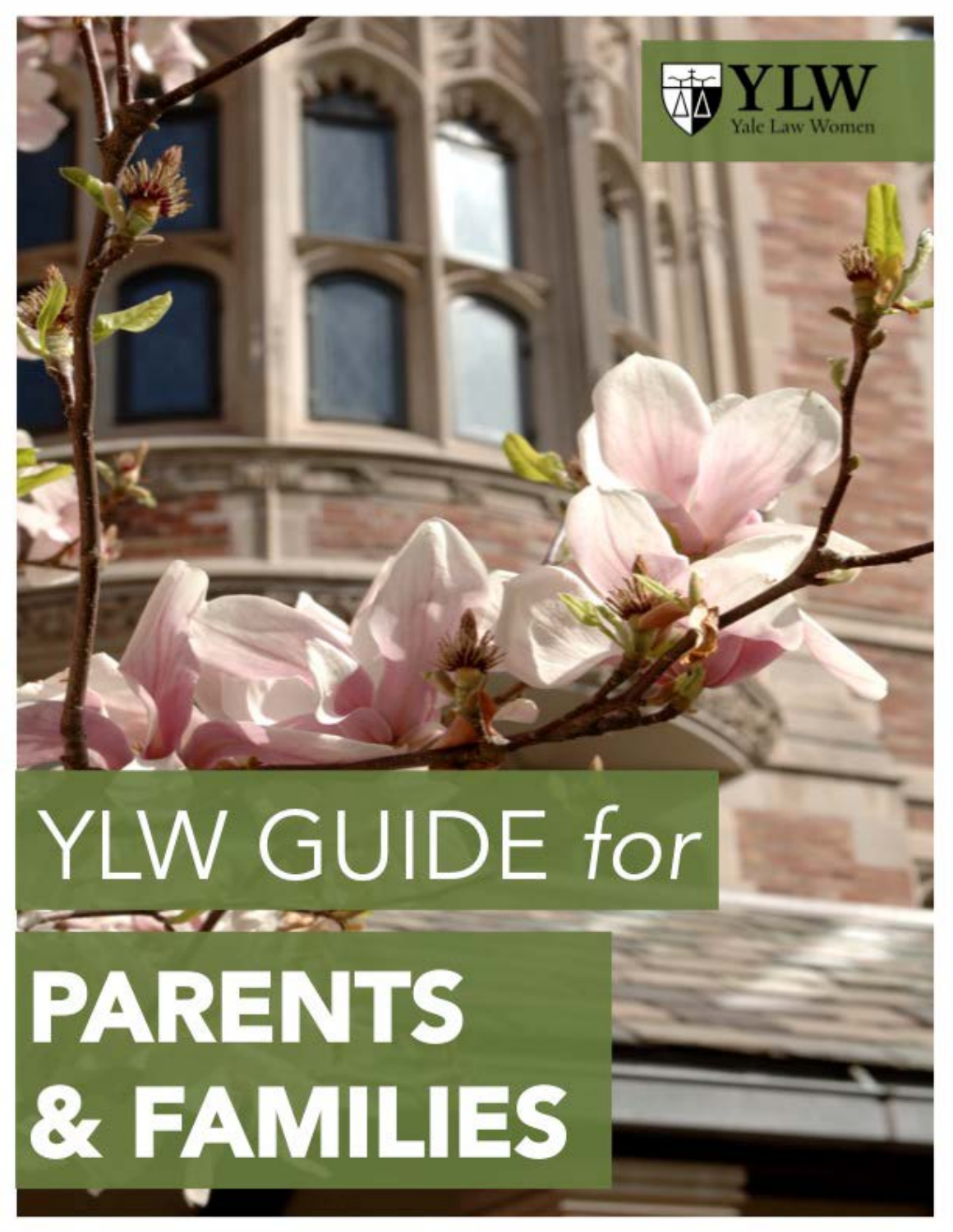YLW
Yale Law Women

# YLW GUIDE *for* PARENTS & FAMILIES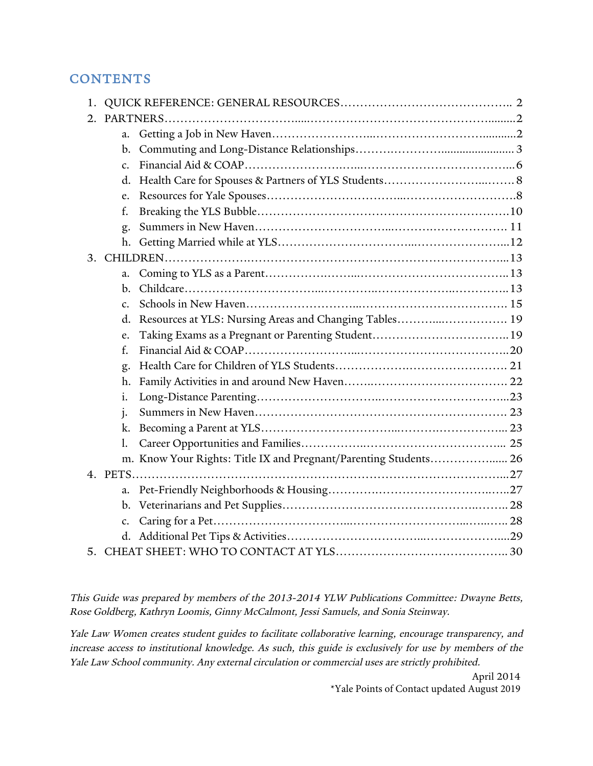# CONTENTS

1. QUICK REFERENCE: GENERAL RESOURCES .......... 2
2. PARTNERS .......... 2
   a. Getting a Job in New Haven .......... 2
   b. Commuting and Long-Distance Relationships .......... 3
   c. Financial Aid & COAP .......... 6
   d. Health Care for Spouses & Partners of YLS Students .......... 8
   e. Resources for Yale Spouses .......... 8
   f. Breaking the YLS Bubble .......... 10
   g. Summers in New Haven .......... 11
   h. Getting Married while at YLS .......... 12
3. CHILDREN .......... 13
   a. Coming to YLS as a Parent .......... 13
   b. Childcare .......... 13
   c. Schools in New Haven .......... 15
   d. Resources at YLS: Nursing Areas and Changing Tables .......... 19
   e. Taking Exams as a Pregnant or Parenting Student .......... 19
   f. Financial Aid & COAP .......... 20
   g. Health Care for Children of YLS Students .......... 21
   h. Family Activities in and around New Haven .......... 22
   i. Long-Distance Parenting .......... 23
   j. Summers in New Haven .......... 23
   k. Becoming a Parent at YLS .......... 23
   l. Career Opportunities and Families .......... 25
   m. Know Your Rights: Title IX and Pregnant/Parenting Students .......... 26
4. PETS .......... 27
   a. Pet-Friendly Neighborhoods & Housing .......... 27
   b. Veterinarians and Pet Supplies .......... 28
   c. Caring for a Pet .......... 28
   d. Additional Pet Tips & Activities .......... 29
5. CHEAT SHEET: WHO TO CONTACT AT YLS .......... 30

*This Guide was prepared by members of the 2013-2014 YLW Publications Committee: Dwayne Betts, Rose Goldberg, Kathryn Loomis, Ginny McCalmont, Jessi Samuels, and Sonia Steinway.*

*Yale Law Women creates student guides to facilitate collaborative learning, encourage transparency, and increase access to institutional knowledge. As such, this guide is exclusively for use by members of the Yale Law School community. Any external circulation or commercial uses are strictly prohibited.*

April 2014

*Yale Points of Contact updated August 2019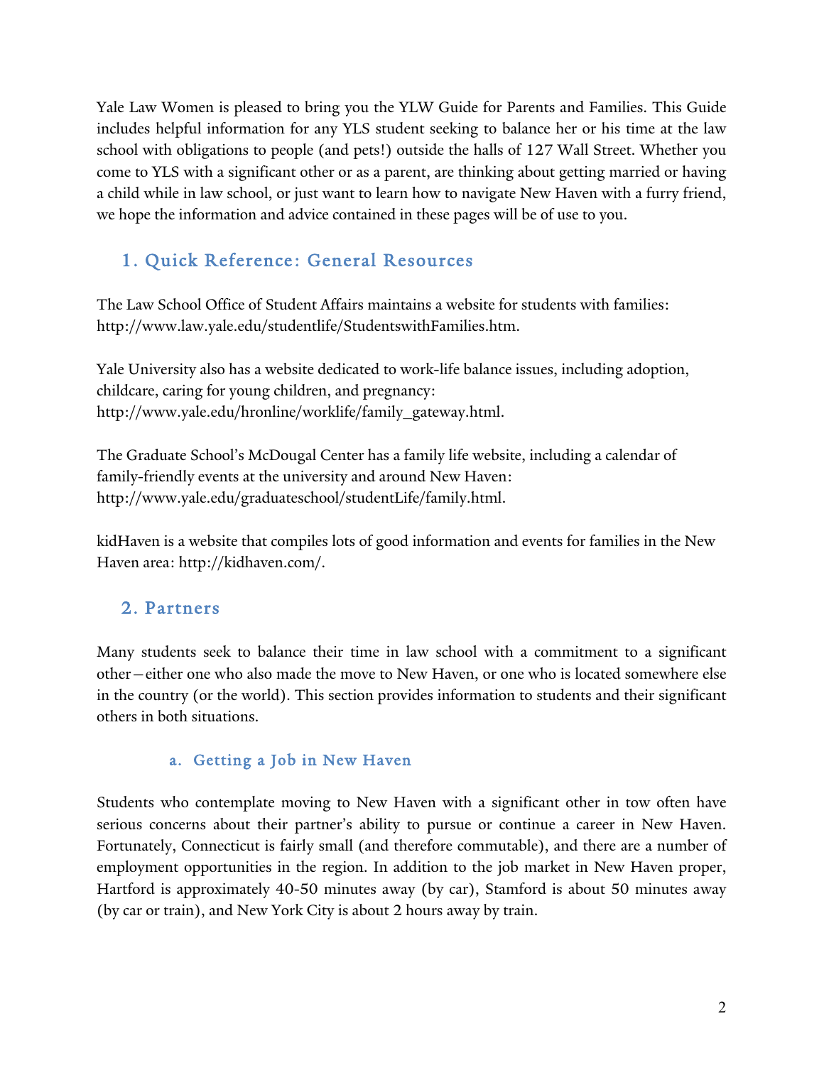Yale Law Women is pleased to bring you the YLW Guide for Parents and Families. This Guide includes helpful information for any YLS student seeking to balance her or his time at the law school with obligations to people (and pets!) outside the halls of 127 Wall Street. Whether you come to YLS with a significant other or as a parent, are thinking about getting married or having a child while in law school, or just want to learn how to navigate New Haven with a furry friend, we hope the information and advice contained in these pages will be of use to you.

## 1. Quick Reference: General Resources

The Law School Office of Student Affairs maintains a website for students with families: http://www.law.yale.edu/studentlife/StudentswithFamilies.htm.

Yale University also has a website dedicated to work-life balance issues, including adoption, childcare, caring for young children, and pregnancy: http://www.yale.edu/hronline/worklife/family_gateway.html.

The Graduate School's McDougal Center has a family life website, including a calendar of family-friendly events at the university and around New Haven: http://www.yale.edu/graduateschool/studentLife/family.html.

kidHaven is a website that compiles lots of good information and events for families in the New Haven area: http://kidhaven.com/.

## 2. Partners

Many students seek to balance their time in law school with a commitment to a significant other—either one who also made the move to New Haven, or one who is located somewhere else in the country (or the world). This section provides information to students and their significant others in both situations.

### a. Getting a Job in New Haven

Students who contemplate moving to New Haven with a significant other in tow often have serious concerns about their partner's ability to pursue or continue a career in New Haven. Fortunately, Connecticut is fairly small (and therefore commutable), and there are a number of employment opportunities in the region. In addition to the job market in New Haven proper, Hartford is approximately 40-50 minutes away (by car), Stamford is about 50 minutes away (by car or train), and New York City is about 2 hours away by train.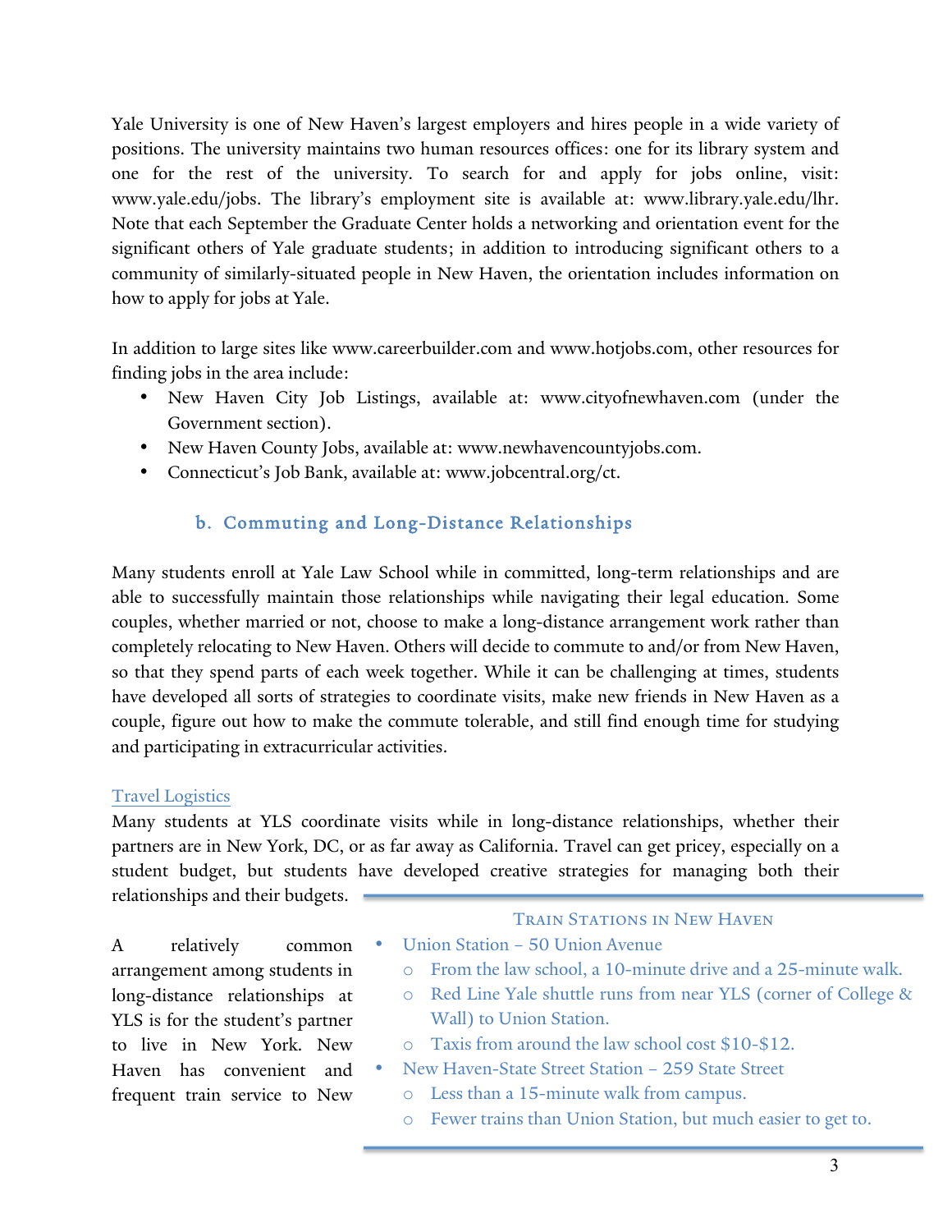Yale University is one of New Haven's largest employers and hires people in a wide variety of positions. The university maintains two human resources offices: one for its library system and one for the rest of the university. To search for and apply for jobs online, visit: www.yale.edu/jobs. The library's employment site is available at: www.library.yale.edu/lhr. Note that each September the Graduate Center holds a networking and orientation event for the significant others of Yale graduate students; in addition to introducing significant others to a community of similarly-situated people in New Haven, the orientation includes information on how to apply for jobs at Yale.

In addition to large sites like www.careerbuilder.com and www.hotjobs.com, other resources for finding jobs in the area include:

- New Haven City Job Listings, available at: www.cityofnewhaven.com (under the Government section).
- New Haven County Jobs, available at: www.newhavencountyjobs.com.
- Connecticut's Job Bank, available at: www.jobcentral.org/ct.

### b. Commuting and Long-Distance Relationships

Many students enroll at Yale Law School while in committed, long-term relationships and are able to successfully maintain those relationships while navigating their legal education. Some couples, whether married or not, choose to make a long-distance arrangement work rather than completely relocating to New Haven. Others will decide to commute to and/or from New Haven, so that they spend parts of each week together. While it can be challenging at times, students have developed all sorts of strategies to coordinate visits, make new friends in New Haven as a couple, figure out how to make the commute tolerable, and still find enough time for studying and participating in extracurricular activities.

#### Travel Logistics

Many students at YLS coordinate visits while in long-distance relationships, whether their partners are in New York, DC, or as far away as California. Travel can get pricey, especially on a student budget, but students have developed creative strategies for managing both their relationships and their budgets.

A relatively common arrangement among students in long-distance relationships at YLS is for the student's partner to live in New York. New Haven has convenient and frequent train service to New

> **Train Stations in New Haven**
>
> - Union Station – 50 Union Avenue
>   - From the law school, a 10-minute drive and a 25-minute walk.
>   - Red Line Yale shuttle runs from near YLS (corner of College & Wall) to Union Station.
>   - Taxis from around the law school cost $10-$12.
> - New Haven-State Street Station – 259 State Street
>   - Less than a 15-minute walk from campus.
>   - Fewer trains than Union Station, but much easier to get to.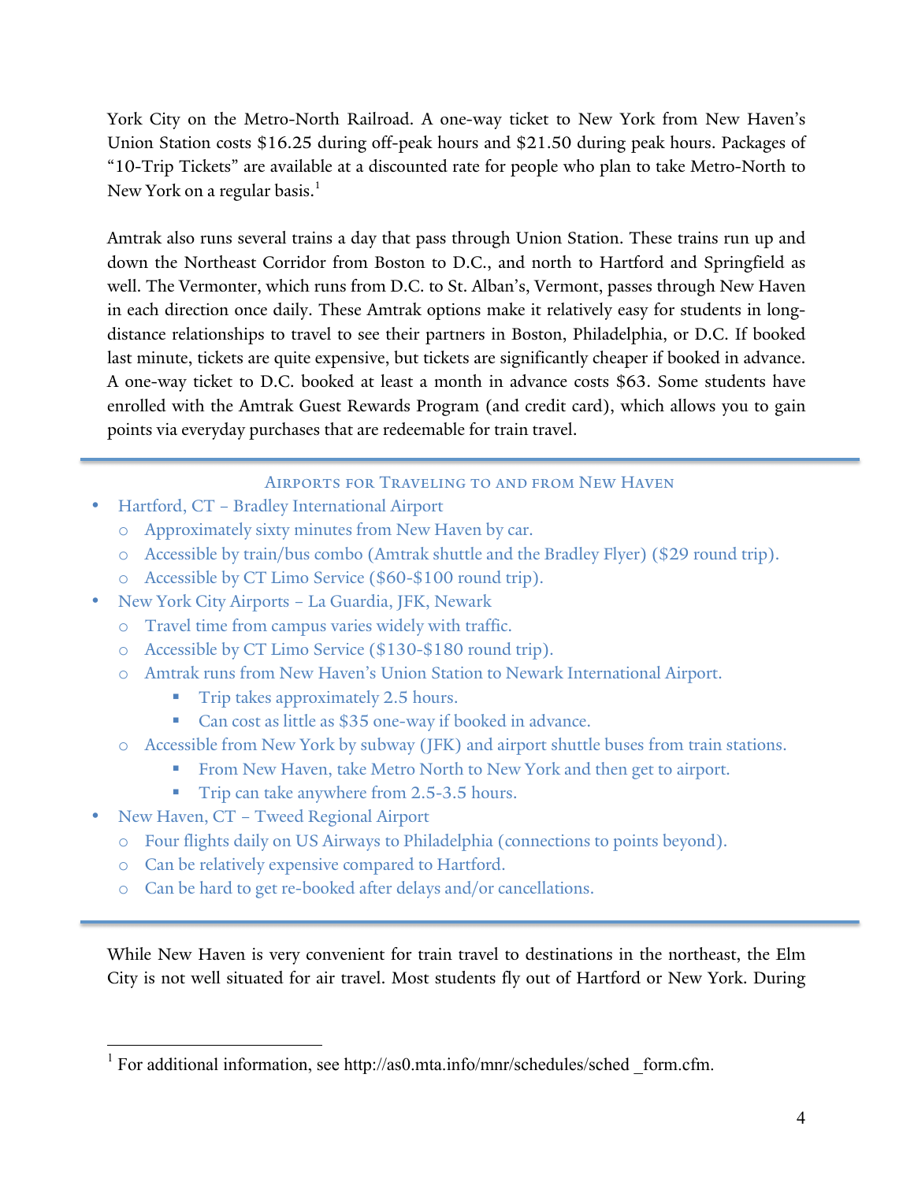York City on the Metro-North Railroad. A one-way ticket to New York from New Haven's Union Station costs $16.25 during off-peak hours and $21.50 during peak hours. Packages of "10-Trip Tickets" are available at a discounted rate for people who plan to take Metro-North to New York on a regular basis.[1]

Amtrak also runs several trains a day that pass through Union Station. These trains run up and down the Northeast Corridor from Boston to D.C., and north to Hartford and Springfield as well. The Vermonter, which runs from D.C. to St. Alban's, Vermont, passes through New Haven in each direction once daily. These Amtrak options make it relatively easy for students in long-distance relationships to travel to see their partners in Boston, Philadelphia, or D.C. If booked last minute, tickets are quite expensive, but tickets are significantly cheaper if booked in advance. A one-way ticket to D.C. booked at least a month in advance costs $63. Some students have enrolled with the Amtrak Guest Rewards Program (and credit card), which allows you to gain points via everyday purchases that are redeemable for train travel.

---

### Airports for Traveling to and from New Haven

- Hartford, CT – Bradley International Airport
  - Approximately sixty minutes from New Haven by car.
  - Accessible by train/bus combo (Amtrak shuttle and the Bradley Flyer) ($29 round trip).
  - Accessible by CT Limo Service ($60-$100 round trip).
- New York City Airports – La Guardia, JFK, Newark
  - Travel time from campus varies widely with traffic.
  - Accessible by CT Limo Service ($130-$180 round trip).
  - Amtrak runs from New Haven's Union Station to Newark International Airport.
    - Trip takes approximately 2.5 hours.
    - Can cost as little as $35 one-way if booked in advance.
  - Accessible from New York by subway (JFK) and airport shuttle buses from train stations.
    - From New Haven, take Metro North to New York and then get to airport.
    - Trip can take anywhere from 2.5-3.5 hours.
- New Haven, CT – Tweed Regional Airport
  - Four flights daily on US Airways to Philadelphia (connections to points beyond).
  - Can be relatively expensive compared to Hartford.
  - Can be hard to get re-booked after delays and/or cancellations.

---

While New Haven is very convenient for train travel to destinations in the northeast, the Elm City is not well situated for air travel. Most students fly out of Hartford or New York. During

[1] For additional information, see http://as0.mta.info/mnr/schedules/sched _form.cfm.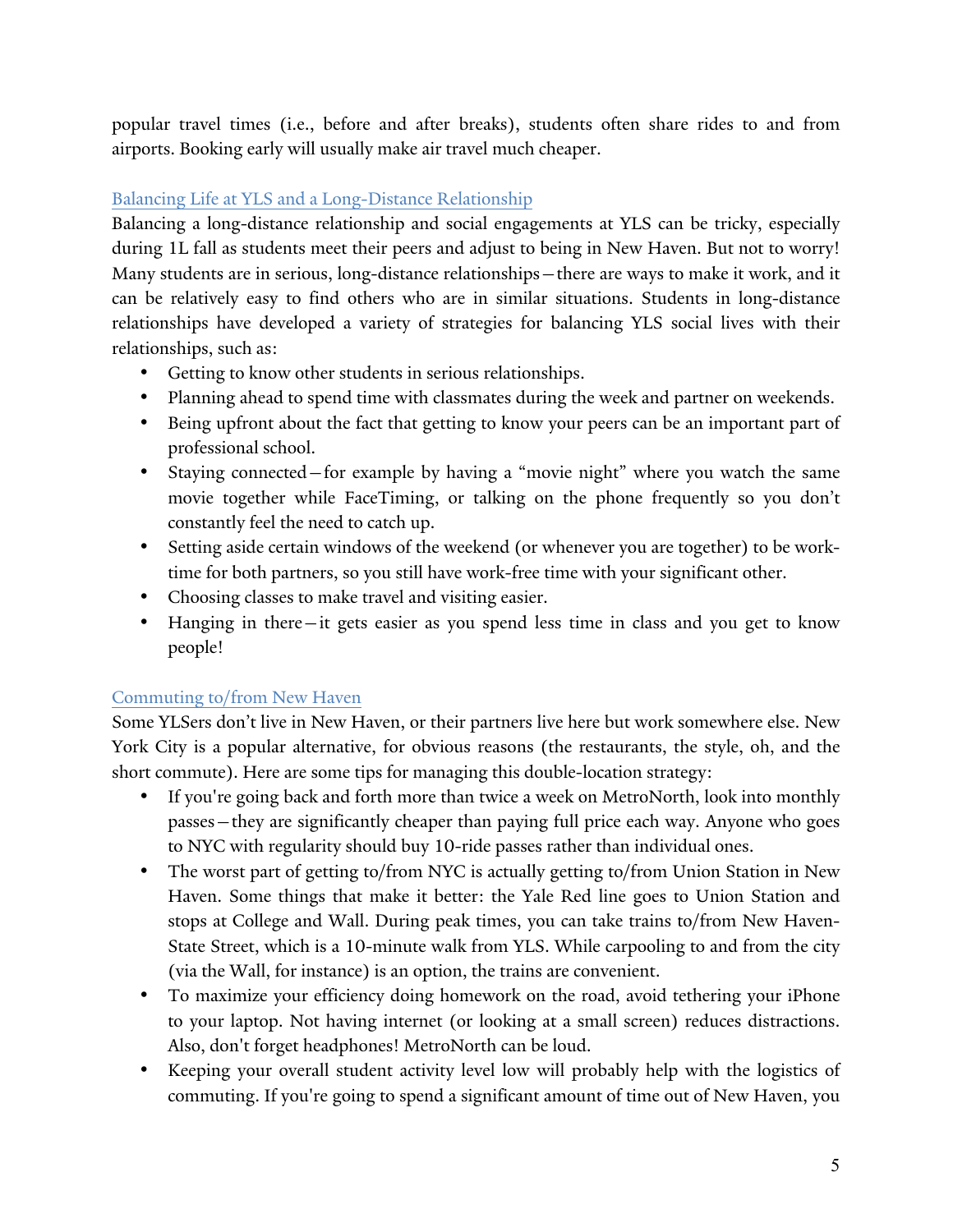popular travel times (i.e., before and after breaks), students often share rides to and from airports. Booking early will usually make air travel much cheaper.

## Balancing Life at YLS and a Long-Distance Relationship

Balancing a long-distance relationship and social engagements at YLS can be tricky, especially during 1L fall as students meet their peers and adjust to being in New Haven. But not to worry! Many students are in serious, long-distance relationships—there are ways to make it work, and it can be relatively easy to find others who are in similar situations. Students in long-distance relationships have developed a variety of strategies for balancing YLS social lives with their relationships, such as:

- Getting to know other students in serious relationships.
- Planning ahead to spend time with classmates during the week and partner on weekends.
- Being upfront about the fact that getting to know your peers can be an important part of professional school.
- Staying connected—for example by having a "movie night" where you watch the same movie together while FaceTiming, or talking on the phone frequently so you don't constantly feel the need to catch up.
- Setting aside certain windows of the weekend (or whenever you are together) to be work-time for both partners, so you still have work-free time with your significant other.
- Choosing classes to make travel and visiting easier.
- Hanging in there—it gets easier as you spend less time in class and you get to know people!

## Commuting to/from New Haven

Some YLSers don't live in New Haven, or their partners live here but work somewhere else. New York City is a popular alternative, for obvious reasons (the restaurants, the style, oh, and the short commute). Here are some tips for managing this double-location strategy:

- If you're going back and forth more than twice a week on MetroNorth, look into monthly passes—they are significantly cheaper than paying full price each way. Anyone who goes to NYC with regularity should buy 10-ride passes rather than individual ones.
- The worst part of getting to/from NYC is actually getting to/from Union Station in New Haven. Some things that make it better: the Yale Red line goes to Union Station and stops at College and Wall. During peak times, you can take trains to/from New Haven-State Street, which is a 10-minute walk from YLS. While carpooling to and from the city (via the Wall, for instance) is an option, the trains are convenient.
- To maximize your efficiency doing homework on the road, avoid tethering your iPhone to your laptop. Not having internet (or looking at a small screen) reduces distractions. Also, don't forget headphones! MetroNorth can be loud.
- Keeping your overall student activity level low will probably help with the logistics of commuting. If you're going to spend a significant amount of time out of New Haven, you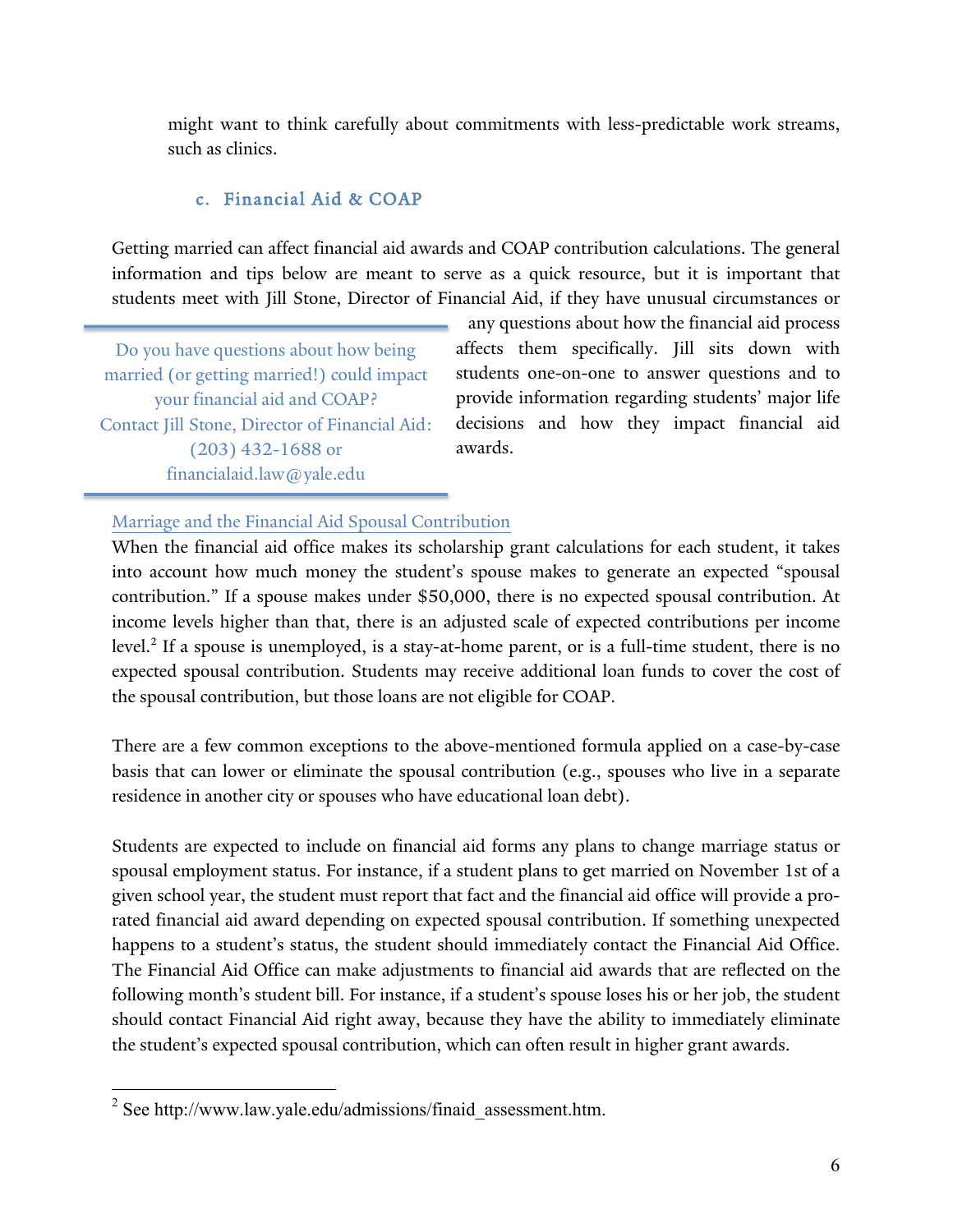might want to think carefully about commitments with less-predictable work streams, such as clinics.

### c. Financial Aid & COAP

Getting married can affect financial aid awards and COAP contribution calculations. The general information and tips below are meant to serve as a quick resource, but it is important that students meet with Jill Stone, Director of Financial Aid, if they have unusual circumstances or any questions about how the financial aid process affects them specifically. Jill sits down with students one-on-one to answer questions and to provide information regarding students' major life decisions and how they impact financial aid awards.

> Do you have questions about how being married (or getting married!) could impact your financial aid and COAP?
> Contact Jill Stone, Director of Financial Aid: (203) 432-1688 or financialaid.law@yale.edu

#### Marriage and the Financial Aid Spousal Contribution

When the financial aid office makes its scholarship grant calculations for each student, it takes into account how much money the student's spouse makes to generate an expected "spousal contribution." If a spouse makes under $50,000, there is no expected spousal contribution. At income levels higher than that, there is an adjusted scale of expected contributions per income level.[2] If a spouse is unemployed, is a stay-at-home parent, or is a full-time student, there is no expected spousal contribution. Students may receive additional loan funds to cover the cost of the spousal contribution, but those loans are not eligible for COAP.

There are a few common exceptions to the above-mentioned formula applied on a case-by-case basis that can lower or eliminate the spousal contribution (e.g., spouses who live in a separate residence in another city or spouses who have educational loan debt).

Students are expected to include on financial aid forms any plans to change marriage status or spousal employment status. For instance, if a student plans to get married on November 1st of a given school year, the student must report that fact and the financial aid office will provide a pro-rated financial aid award depending on expected spousal contribution. If something unexpected happens to a student's status, the student should immediately contact the Financial Aid Office. The Financial Aid Office can make adjustments to financial aid awards that are reflected on the following month's student bill. For instance, if a student's spouse loses his or her job, the student should contact Financial Aid right away, because they have the ability to immediately eliminate the student's expected spousal contribution, which can often result in higher grant awards.

---

[2] See http://www.law.yale.edu/admissions/finaid_assessment.htm.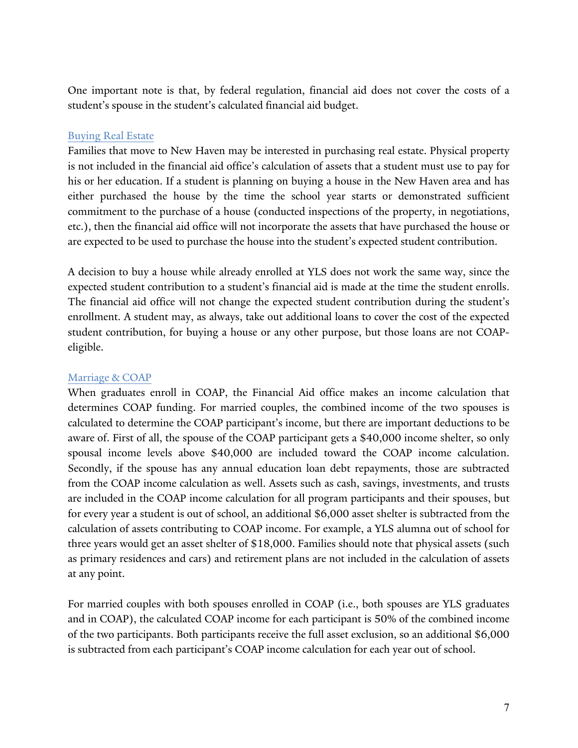One important note is that, by federal regulation, financial aid does not cover the costs of a student's spouse in the student's calculated financial aid budget.

### Buying Real Estate

Families that move to New Haven may be interested in purchasing real estate. Physical property is not included in the financial aid office's calculation of assets that a student must use to pay for his or her education. If a student is planning on buying a house in the New Haven area and has either purchased the house by the time the school year starts or demonstrated sufficient commitment to the purchase of a house (conducted inspections of the property, in negotiations, etc.), then the financial aid office will not incorporate the assets that have purchased the house or are expected to be used to purchase the house into the student's expected student contribution.

A decision to buy a house while already enrolled at YLS does not work the same way, since the expected student contribution to a student's financial aid is made at the time the student enrolls. The financial aid office will not change the expected student contribution during the student's enrollment. A student may, as always, take out additional loans to cover the cost of the expected student contribution, for buying a house or any other purpose, but those loans are not COAP-eligible.

### Marriage & COAP

When graduates enroll in COAP, the Financial Aid office makes an income calculation that determines COAP funding. For married couples, the combined income of the two spouses is calculated to determine the COAP participant's income, but there are important deductions to be aware of. First of all, the spouse of the COAP participant gets a $40,000 income shelter, so only spousal income levels above $40,000 are included toward the COAP income calculation. Secondly, if the spouse has any annual education loan debt repayments, those are subtracted from the COAP income calculation as well. Assets such as cash, savings, investments, and trusts are included in the COAP income calculation for all program participants and their spouses, but for every year a student is out of school, an additional $6,000 asset shelter is subtracted from the calculation of assets contributing to COAP income. For example, a YLS alumna out of school for three years would get an asset shelter of $18,000. Families should note that physical assets (such as primary residences and cars) and retirement plans are not included in the calculation of assets at any point.

For married couples with both spouses enrolled in COAP (i.e., both spouses are YLS graduates and in COAP), the calculated COAP income for each participant is 50% of the combined income of the two participants. Both participants receive the full asset exclusion, so an additional $6,000 is subtracted from each participant's COAP income calculation for each year out of school.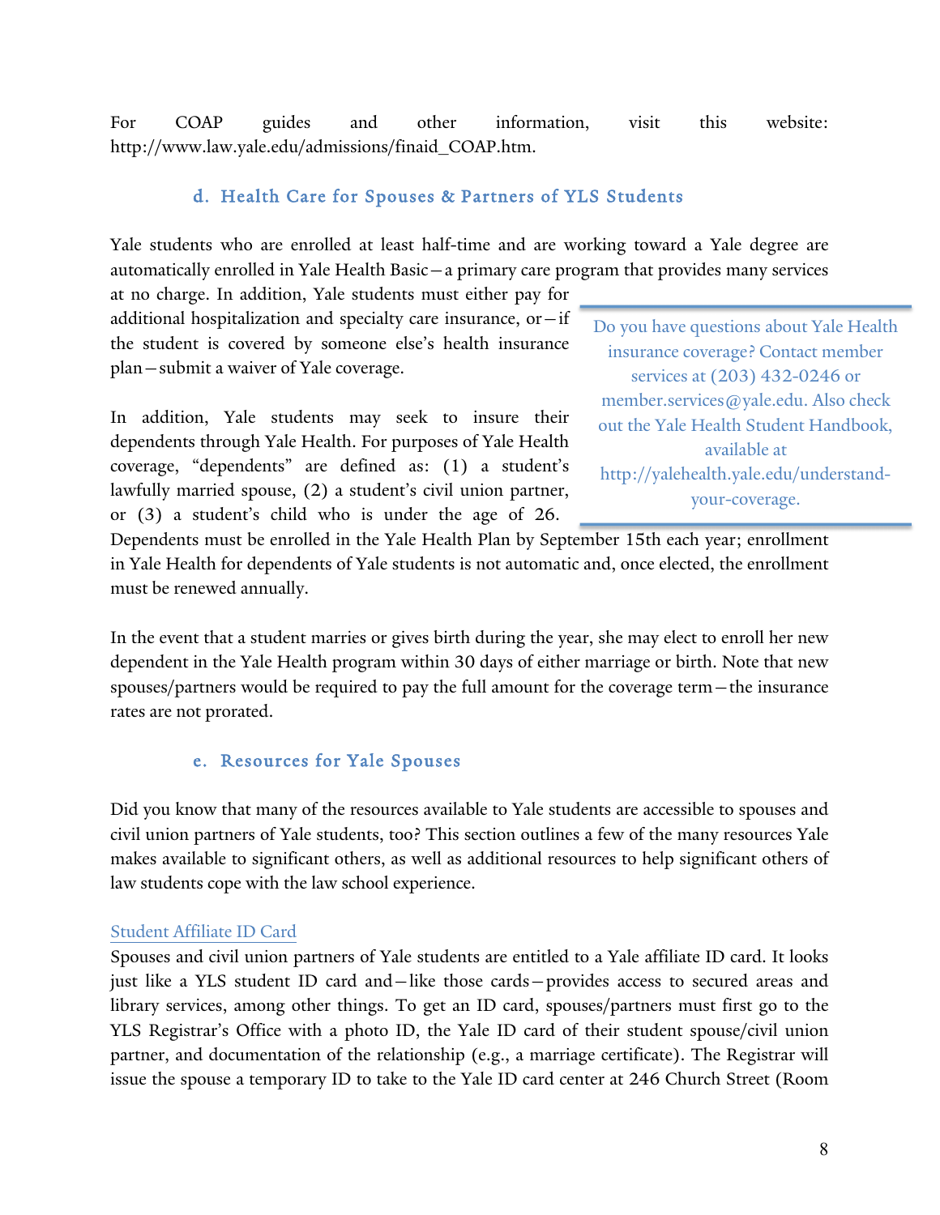For COAP guides and other information, visit this website: http://www.law.yale.edu/admissions/finaid_COAP.htm.

### d. Health Care for Spouses & Partners of YLS Students

Yale students who are enrolled at least half-time and are working toward a Yale degree are automatically enrolled in Yale Health Basic—a primary care program that provides many services at no charge. In addition, Yale students must either pay for additional hospitalization and specialty care insurance, or—if the student is covered by someone else's health insurance plan—submit a waiver of Yale coverage.

> Do you have questions about Yale Health insurance coverage? Contact member services at (203) 432-0246 or member.services@yale.edu. Also check out the Yale Health Student Handbook, available at http://yalehealth.yale.edu/understand-your-coverage.

In addition, Yale students may seek to insure their dependents through Yale Health. For purposes of Yale Health coverage, "dependents" are defined as: (1) a student's lawfully married spouse, (2) a student's civil union partner, or (3) a student's child who is under the age of 26. Dependents must be enrolled in the Yale Health Plan by September 15th each year; enrollment in Yale Health for dependents of Yale students is not automatic and, once elected, the enrollment must be renewed annually.

In the event that a student marries or gives birth during the year, she may elect to enroll her new dependent in the Yale Health program within 30 days of either marriage or birth. Note that new spouses/partners would be required to pay the full amount for the coverage term—the insurance rates are not prorated.

### e. Resources for Yale Spouses

Did you know that many of the resources available to Yale students are accessible to spouses and civil union partners of Yale students, too? This section outlines a few of the many resources Yale makes available to significant others, as well as additional resources to help significant others of law students cope with the law school experience.

#### Student Affiliate ID Card

Spouses and civil union partners of Yale students are entitled to a Yale affiliate ID card. It looks just like a YLS student ID card and—like those cards—provides access to secured areas and library services, among other things. To get an ID card, spouses/partners must first go to the YLS Registrar's Office with a photo ID, the Yale ID card of their student spouse/civil union partner, and documentation of the relationship (e.g., a marriage certificate). The Registrar will issue the spouse a temporary ID to take to the Yale ID card center at 246 Church Street (Room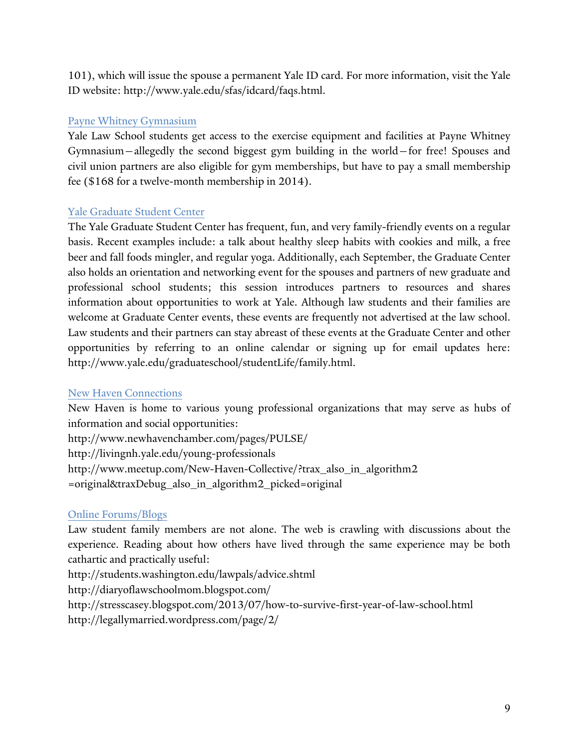101), which will issue the spouse a permanent Yale ID card. For more information, visit the Yale ID website: http://www.yale.edu/sfas/idcard/faqs.html.

### Payne Whitney Gymnasium

Yale Law School students get access to the exercise equipment and facilities at Payne Whitney Gymnasium—allegedly the second biggest gym building in the world—for free! Spouses and civil union partners are also eligible for gym memberships, but have to pay a small membership fee ($168 for a twelve-month membership in 2014).

### Yale Graduate Student Center

The Yale Graduate Student Center has frequent, fun, and very family-friendly events on a regular basis. Recent examples include: a talk about healthy sleep habits with cookies and milk, a free beer and fall foods mingler, and regular yoga. Additionally, each September, the Graduate Center also holds an orientation and networking event for the spouses and partners of new graduate and professional school students; this session introduces partners to resources and shares information about opportunities to work at Yale. Although law students and their families are welcome at Graduate Center events, these events are frequently not advertised at the law school. Law students and their partners can stay abreast of these events at the Graduate Center and other opportunities by referring to an online calendar or signing up for email updates here: http://www.yale.edu/graduateschool/studentLife/family.html.

### New Haven Connections

New Haven is home to various young professional organizations that may serve as hubs of information and social opportunities:

http://www.newhavenchamber.com/pages/PULSE/

http://livingnh.yale.edu/young-professionals

http://www.meetup.com/New-Haven-Collective/?trax_also_in_algorithm2=original&traxDebug_also_in_algorithm2_picked=original

### Online Forums/Blogs

Law student family members are not alone. The web is crawling with discussions about the experience. Reading about how others have lived through the same experience may be both cathartic and practically useful:

http://students.washington.edu/lawpals/advice.shtml

http://diaryoflawschoolmom.blogspot.com/

http://stresscasey.blogspot.com/2013/07/how-to-survive-first-year-of-law-school.html

http://legallymarried.wordpress.com/page/2/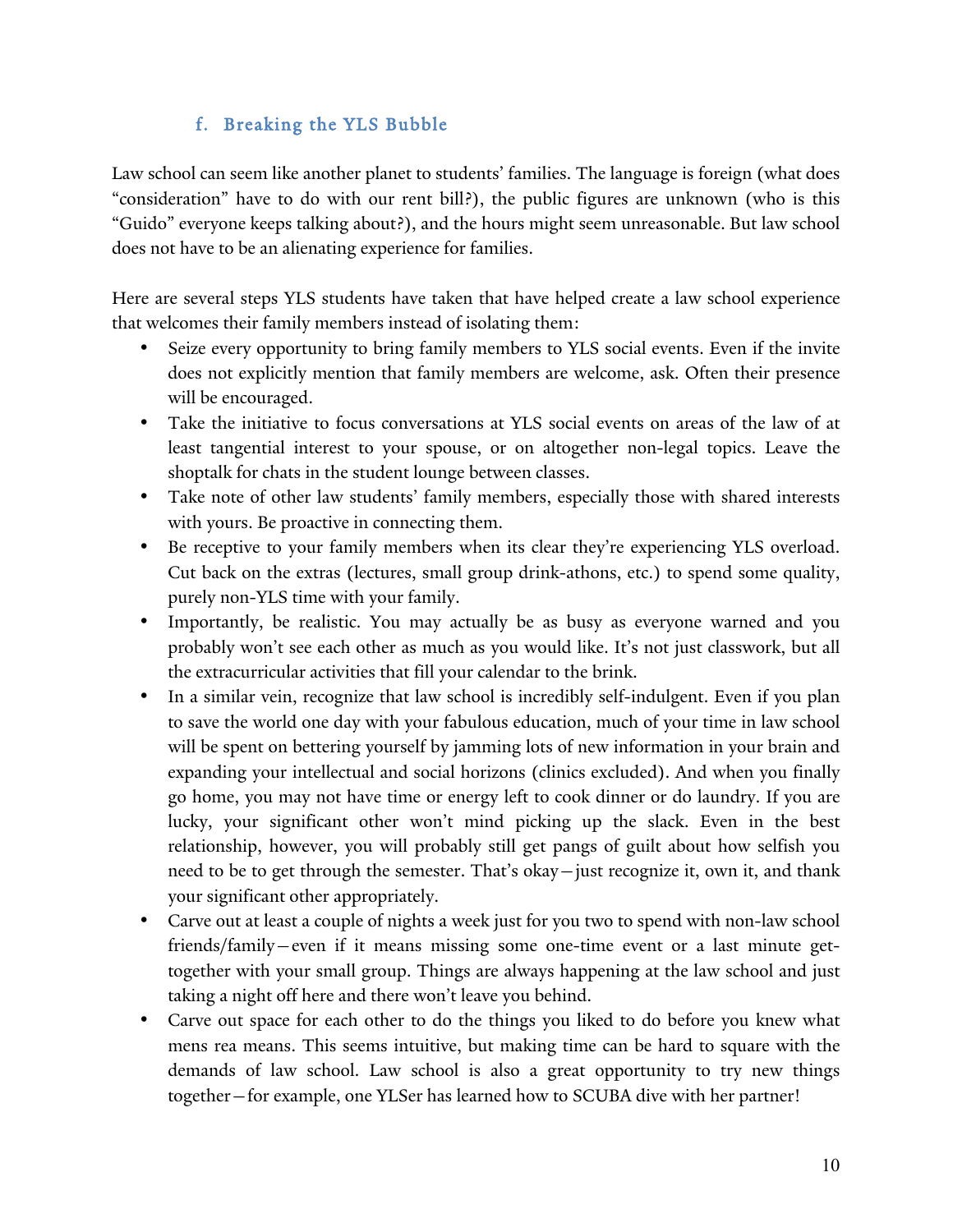### f. Breaking the YLS Bubble

Law school can seem like another planet to students' families. The language is foreign (what does "consideration" have to do with our rent bill?), the public figures are unknown (who is this "Guido" everyone keeps talking about?), and the hours might seem unreasonable. But law school does not have to be an alienating experience for families.

Here are several steps YLS students have taken that have helped create a law school experience that welcomes their family members instead of isolating them:

- Seize every opportunity to bring family members to YLS social events. Even if the invite does not explicitly mention that family members are welcome, ask. Often their presence will be encouraged.
- Take the initiative to focus conversations at YLS social events on areas of the law of at least tangential interest to your spouse, or on altogether non-legal topics. Leave the shoptalk for chats in the student lounge between classes.
- Take note of other law students' family members, especially those with shared interests with yours. Be proactive in connecting them.
- Be receptive to your family members when its clear they're experiencing YLS overload. Cut back on the extras (lectures, small group drink-athons, etc.) to spend some quality, purely non-YLS time with your family.
- Importantly, be realistic. You may actually be as busy as everyone warned and you probably won't see each other as much as you would like. It's not just classwork, but all the extracurricular activities that fill your calendar to the brink.
- In a similar vein, recognize that law school is incredibly self-indulgent. Even if you plan to save the world one day with your fabulous education, much of your time in law school will be spent on bettering yourself by jamming lots of new information in your brain and expanding your intellectual and social horizons (clinics excluded). And when you finally go home, you may not have time or energy left to cook dinner or do laundry. If you are lucky, your significant other won't mind picking up the slack. Even in the best relationship, however, you will probably still get pangs of guilt about how selfish you need to be to get through the semester. That's okay—just recognize it, own it, and thank your significant other appropriately.
- Carve out at least a couple of nights a week just for you two to spend with non-law school friends/family—even if it means missing some one-time event or a last minute get-together with your small group. Things are always happening at the law school and just taking a night off here and there won't leave you behind.
- Carve out space for each other to do the things you liked to do before you knew what mens rea means. This seems intuitive, but making time can be hard to square with the demands of law school. Law school is also a great opportunity to try new things together—for example, one YLSer has learned how to SCUBA dive with her partner!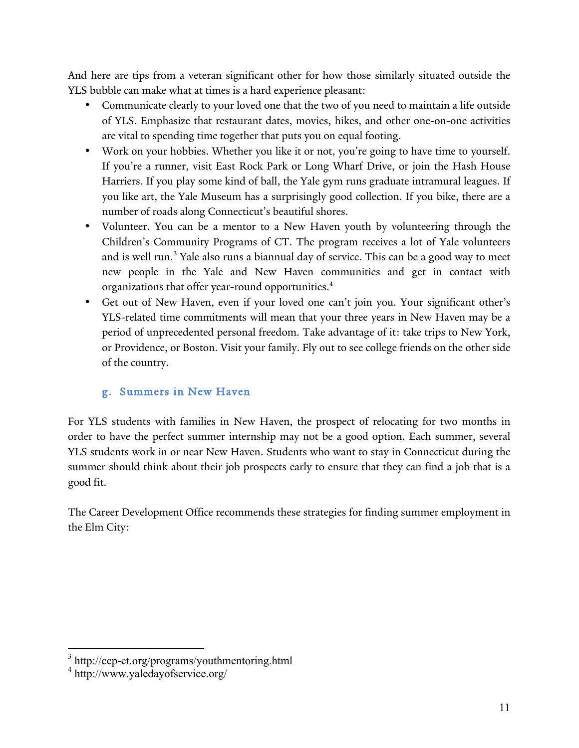And here are tips from a veteran significant other for how those similarly situated outside the YLS bubble can make what at times is a hard experience pleasant:

- Communicate clearly to your loved one that the two of you need to maintain a life outside of YLS. Emphasize that restaurant dates, movies, hikes, and other one-on-one activities are vital to spending time together that puts you on equal footing.
- Work on your hobbies. Whether you like it or not, you're going to have time to yourself. If you're a runner, visit East Rock Park or Long Wharf Drive, or join the Hash House Harriers. If you play some kind of ball, the Yale gym runs graduate intramural leagues. If you like art, the Yale Museum has a surprisingly good collection. If you bike, there are a number of roads along Connecticut's beautiful shores.
- Volunteer. You can be a mentor to a New Haven youth by volunteering through the Children's Community Programs of CT. The program receives a lot of Yale volunteers and is well run.[3] Yale also runs a biannual day of service. This can be a good way to meet new people in the Yale and New Haven communities and get in contact with organizations that offer year-round opportunities.[4]
- Get out of New Haven, even if your loved one can't join you. Your significant other's YLS-related time commitments will mean that your three years in New Haven may be a period of unprecedented personal freedom. Take advantage of it: take trips to New York, or Providence, or Boston. Visit your family. Fly out to see college friends on the other side of the country.

### g. Summers in New Haven

For YLS students with families in New Haven, the prospect of relocating for two months in order to have the perfect summer internship may not be a good option. Each summer, several YLS students work in or near New Haven. Students who want to stay in Connecticut during the summer should think about their job prospects early to ensure that they can find a job that is a good fit.

The Career Development Office recommends these strategies for finding summer employment in the Elm City:

---

[3] http://ccp-ct.org/programs/youthmentoring.html

[4] http://www.yaledayofservice.org/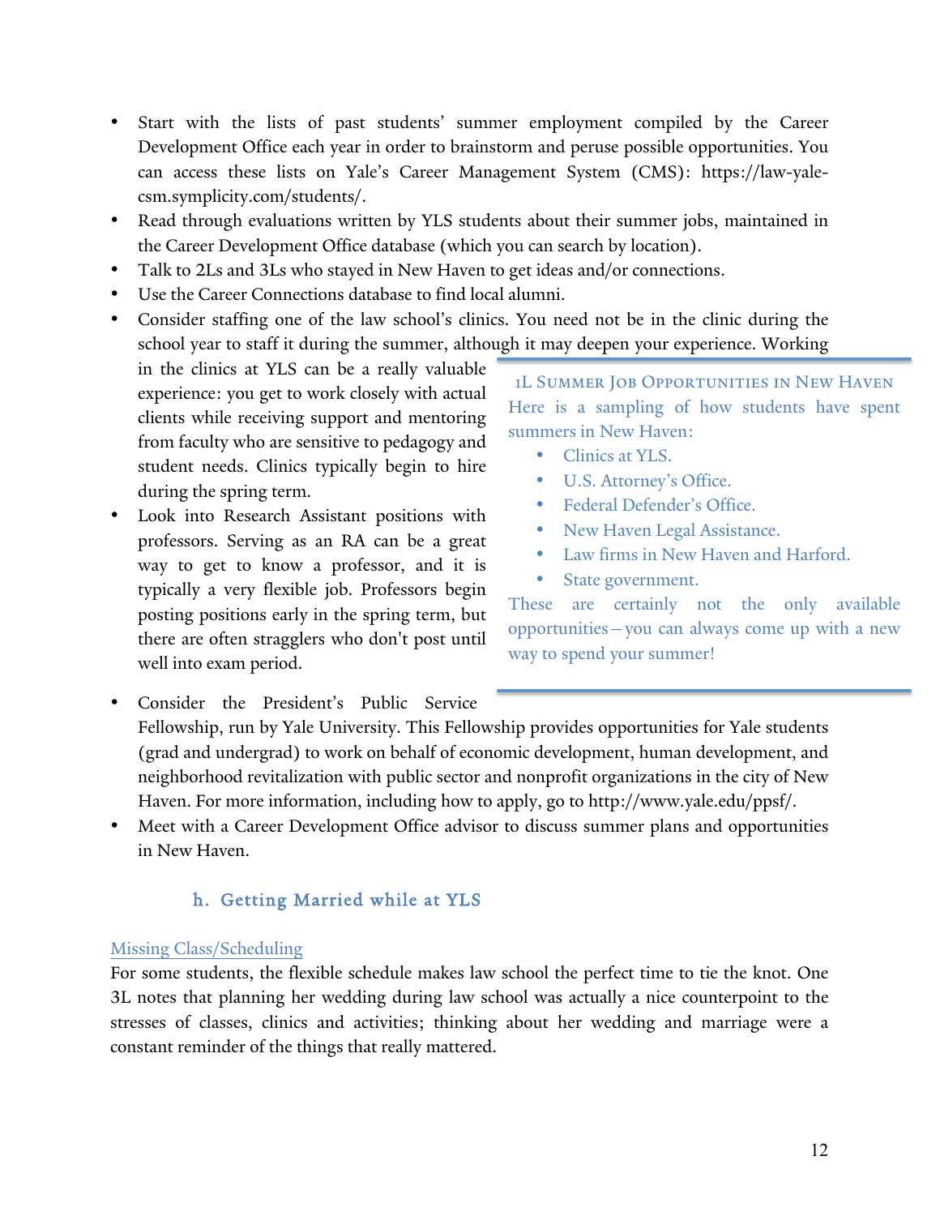- Start with the lists of past students' summer employment compiled by the Career Development Office each year in order to brainstorm and peruse possible opportunities. You can access these lists on Yale's Career Management System (CMS): https://law-yale-csm.symplicity.com/students/.
- Read through evaluations written by YLS students about their summer jobs, maintained in the Career Development Office database (which you can search by location).
- Talk to 2Ls and 3Ls who stayed in New Haven to get ideas and/or connections.
- Use the Career Connections database to find local alumni.
- Consider staffing one of the law school's clinics. You need not be in the clinic during the school year to staff it during the summer, although it may deepen your experience. Working in the clinics at YLS can be a really valuable experience: you get to work closely with actual clients while receiving support and mentoring from faculty who are sensitive to pedagogy and student needs. Clinics typically begin to hire during the spring term.
- Look into Research Assistant positions with professors. Serving as an RA can be a great way to get to know a professor, and it is typically a very flexible job. Professors begin posting positions early in the spring term, but there often stragglers who don't post until well into exam period.
- Consider the President's Public Service Fellowship, run by Yale University. This Fellowship provides opportunities for Yale students (grad and undergrad) to work on behalf of economic development, human development, and neighborhood revitalization with public sector and nonprofit organizations in the city of New Haven. For more information, including how to apply, go to http://www.yale.edu/ppsf/.
- Meet with a Career Development Office advisor to discuss summer plans and opportunities in New Haven.

> **1L Summer Job Opportunities in New Haven**
>
> Here is a sampling of how students have spent summers in New Haven:
>
> - Clinics at YLS.
> - U.S. Attorney's Office.
> - Federal Defender's Office.
> - New Haven Legal Assistance.
> - Law firms in New Haven and Harford.
> - State government.
>
> These are certainly not the only available opportunities—you can always come up with a new way to spend your summer!

### h. Getting Married while at YLS

Missing Class/Scheduling

For some students, the flexible schedule makes law school the perfect time to tie the knot. One 3L notes that planning her wedding during law school was actually a nice counterpoint to the stresses of classes, clinics and activities; thinking about her wedding and marriage were a constant reminder of the things that really mattered.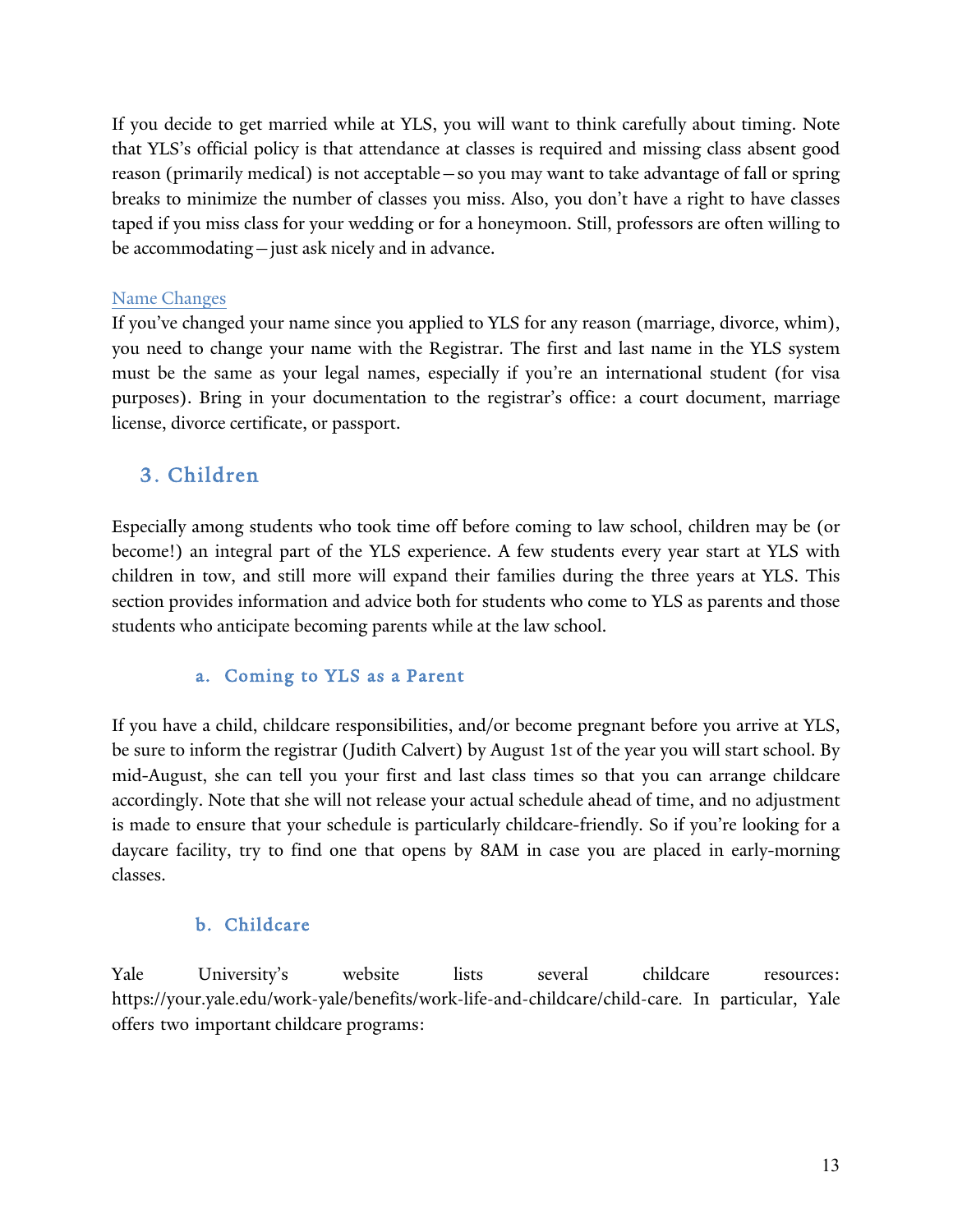If you decide to get married while at YLS, you will want to think carefully about timing. Note that YLS's official policy is that attendance at classes is required and missing class absent good reason (primarily medical) is not acceptable—so you may want to take advantage of fall or spring breaks to minimize the number of classes you miss. Also, you don't have a right to have classes taped if you miss class for your wedding or for a honeymoon. Still, professors are often willing to be accommodating—just ask nicely and in advance.

#### Name Changes

If you've changed your name since you applied to YLS for any reason (marriage, divorce, whim), you need to change your name with the Registrar. The first and last name in the YLS system must be the same as your legal names, especially if you're an international student (for visa purposes). Bring in your documentation to the registrar's office: a court document, marriage license, divorce certificate, or passport.

## 3. Children

Especially among students who took time off before coming to law school, children may be (or become!) an integral part of the YLS experience. A few students every year start at YLS with children in tow, and still more will expand their families during the three years at YLS. This section provides information and advice both for students who come to YLS as parents and those students who anticipate becoming parents while at the law school.

### a. Coming to YLS as a Parent

If you have a child, childcare responsibilities, and/or become pregnant before you arrive at YLS, be sure to inform the registrar (Judith Calvert) by August 1st of the year you will start school. By mid-August, she can tell you your first and last class times so that you can arrange childcare accordingly. Note that she will not release your actual schedule ahead of time, and no adjustment is made to ensure that your schedule is particularly childcare-friendly. So if you're looking for a daycare facility, try to find one that opens by 8AM in case you are placed in early-morning classes.

### b. Childcare

Yale University's website lists several childcare resources: https://your.yale.edu/work-yale/benefits/work-life-and-childcare/child-care. In particular, Yale offers two important childcare programs: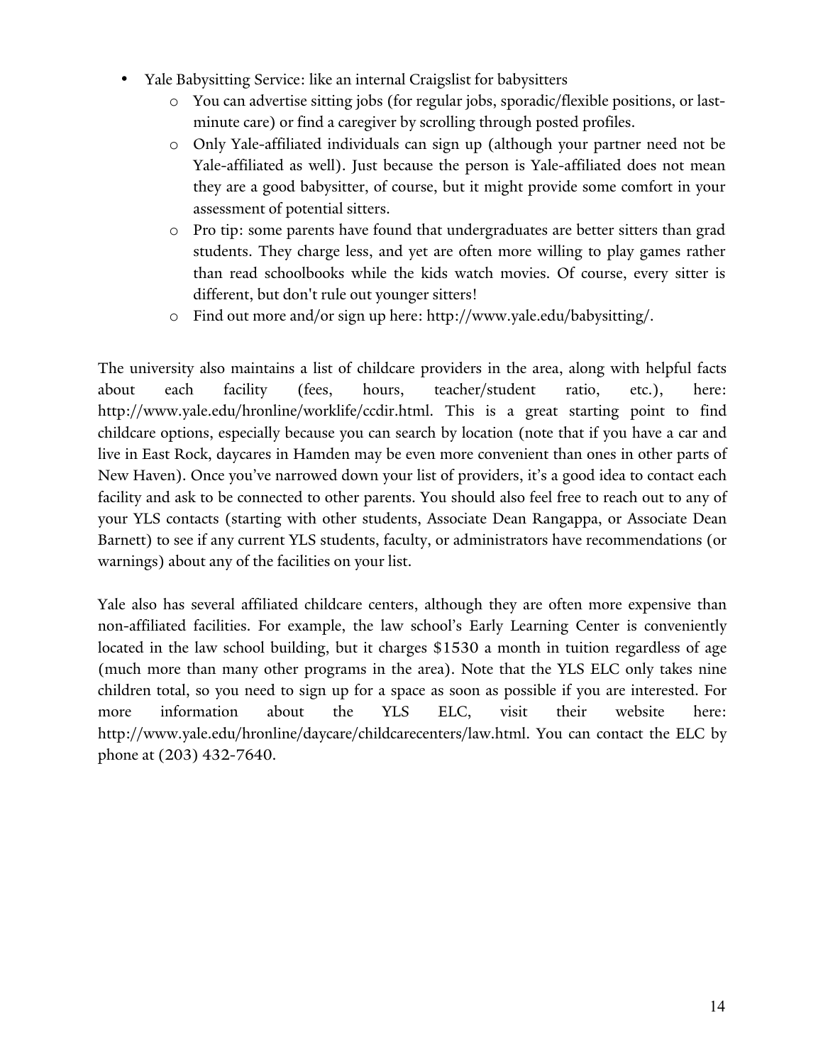- Yale Babysitting Service: like an internal Craigslist for babysitters
  - You can advertise sitting jobs (for regular jobs, sporadic/flexible positions, or last-minute care) or find a caregiver by scrolling through posted profiles.
  - Only Yale-affiliated individuals can sign up (although your partner need not be Yale-affiliated as well). Just because the person is Yale-affiliated does not mean they are a good babysitter, of course, but it might provide some comfort in your assessment of potential sitters.
  - Pro tip: some parents have found that undergraduates are better sitters than grad students. They charge less, and yet are often more willing to play games rather than read schoolbooks while the kids watch movies. Of course, every sitter is different, but don't rule out younger sitters!
  - Find out more and/or sign up here: http://www.yale.edu/babysitting/.

The university also maintains a list of childcare providers in the area, along with helpful facts about each facility (fees, hours, teacher/student ratio, etc.), here: http://www.yale.edu/hronline/worklife/ccdir.html. This is a great starting point to find childcare options, especially because you can search by location (note that if you have a car and live in East Rock, daycares in Hamden may be even more convenient than ones in other parts of New Haven). Once you've narrowed down your list of providers, it's a good idea to contact each facility and ask to be connected to other parents. You should also feel free to reach out to any of your YLS contacts (starting with other students, Associate Dean Rangappa, or Associate Dean Barnett) to see if any current YLS students, faculty, or administrators have recommendations (or warnings) about any of the facilities on your list.

Yale also has several affiliated childcare centers, although they are often more expensive than non-affiliated facilities. For example, the law school's Early Learning Center is conveniently located in the law school building, but it charges $1530 a month in tuition regardless of age (much more than many other programs in the area). Note that the YLS ELC only takes nine children total, so you need to sign up for a space as soon as possible if you are interested. For more information about the YLS ELC, visit their website here: http://www.yale.edu/hronline/daycare/childcarecenters/law.html. You can contact the ELC by phone at (203) 432-7640.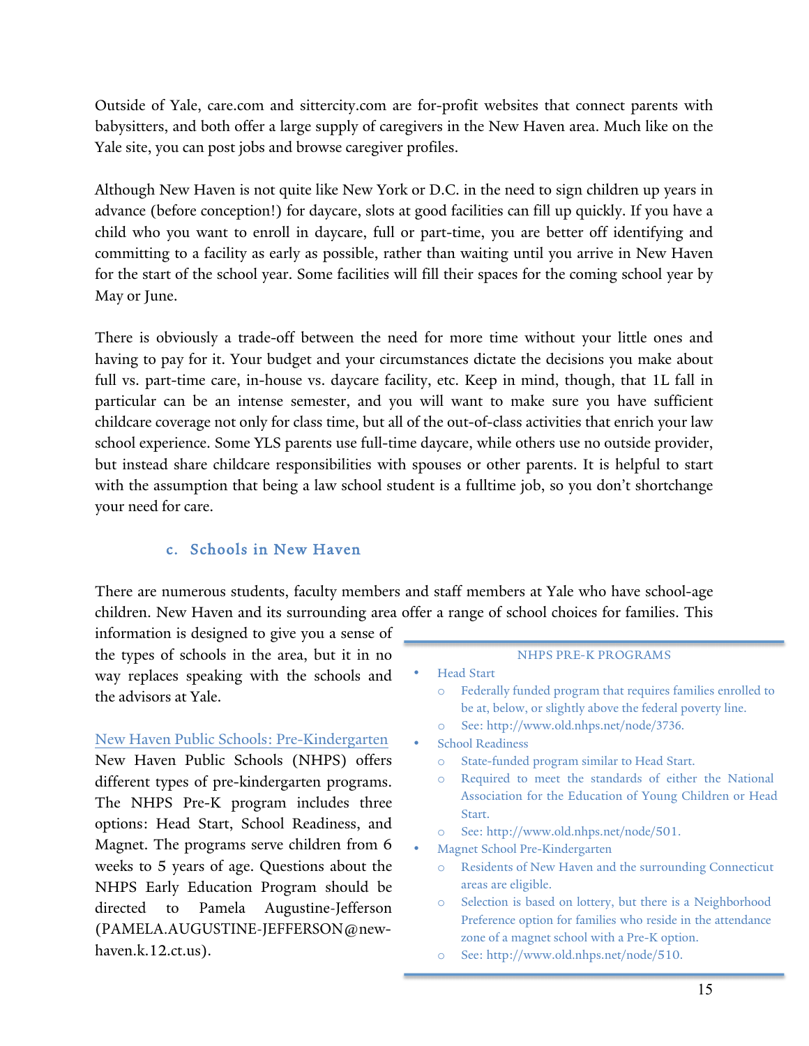Outside of Yale, care.com and sittercity.com are for-profit websites that connect parents with babysitters, and both offer a large supply of caregivers in the New Haven area. Much like on the Yale site, you can post jobs and browse caregiver profiles.

Although New Haven is not quite like New York or D.C. in the need to sign children up years in advance (before conception!) for daycare, slots at good facilities can fill up quickly. If you have a child who you want to enroll in daycare, full or part-time, you are better off identifying and committing to a facility as early as possible, rather than waiting until you arrive in New Haven for the start of the school year. Some facilities will fill their spaces for the coming school year by May or June.

There is obviously a trade-off between the need for more time without your little ones and having to pay for it. Your budget and your circumstances dictate the decisions you make about full vs. part-time care, in-house vs. daycare facility, etc. Keep in mind, though, that 1L fall in particular can be an intense semester, and you will want to make sure you have sufficient childcare coverage not only for class time, but all of the out-of-class activities that enrich your law school experience. Some YLS parents use full-time daycare, while others use no outside provider, but instead share childcare responsibilities with spouses or other parents. It is helpful to start with the assumption that being a law school student is a fulltime job, so you don't shortchange your need for care.

### c. Schools in New Haven

There are numerous students, faculty members and staff members at Yale who have school-age children. New Haven and its surrounding area offer a range of school choices for families. This information is designed to give you a sense of the types of schools in the area, but it in no way replaces speaking with the schools and the advisors at Yale.

New Haven Public Schools: Pre-Kindergarten
New Haven Public Schools (NHPS) offers different types of pre-kindergarten programs. The NHPS Pre-K program includes three options: Head Start, School Readiness, and Magnet. The programs serve children from 6 weeks to 5 years of age. Questions about the NHPS Early Education Program should be directed to Pamela Augustine-Jefferson (PAMELA.AUGUSTINE-JEFFERSON@new-haven.k.12.ct.us).

**NHPS PRE-K PROGRAMS**

- Head Start
  - Federally funded program that requires families enrolled to be at, below, or slightly above the federal poverty line.
  - See: http://www.old.nhps.net/node/3736.
- School Readiness
  - State-funded program similar to Head Start.
  - Required to meet the standards of either the National Association for the Education of Young Children or Head Start.
  - See: http://www.old.nhps.net/node/501.
- Magnet School Pre-Kindergarten
  - Residents of New Haven and the surrounding Connecticut areas are eligible.
  - Selection is based on lottery, but there is a Neighborhood Preference option for families who reside in the attendance zone of a magnet school with a Pre-K option.
  - See: http://www.old.nhps.net/node/510.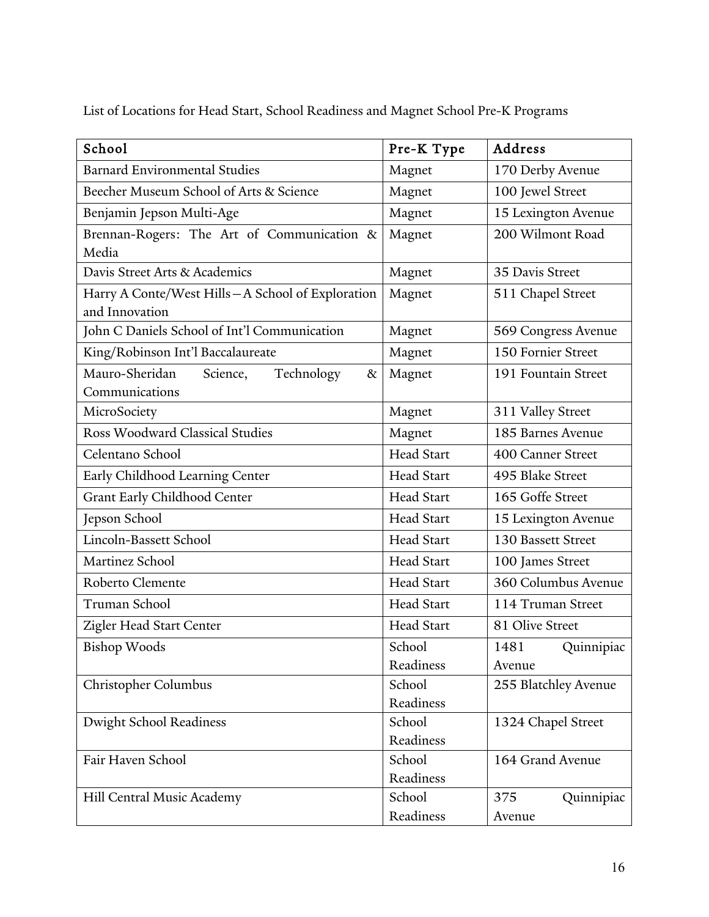List of Locations for Head Start, School Readiness and Magnet School Pre-K Programs

| School | Pre-K Type | Address |
|---|---|---|
| Barnard Environmental Studies | Magnet | 170 Derby Avenue |
| Beecher Museum School of Arts & Science | Magnet | 100 Jewel Street |
| Benjamin Jepson Multi-Age | Magnet | 15 Lexington Avenue |
| Brennan-Rogers: The Art of Communication & Media | Magnet | 200 Wilmont Road |
| Davis Street Arts & Academics | Magnet | 35 Davis Street |
| Harry A Conte/West Hills—A School of Exploration and Innovation | Magnet | 511 Chapel Street |
| John C Daniels School of Int'l Communication | Magnet | 569 Congress Avenue |
| King/Robinson Int'l Baccalaureate | Magnet | 150 Fornier Street |
| Mauro-Sheridan Science, Technology & Communications | Magnet | 191 Fountain Street |
| MicroSociety | Magnet | 311 Valley Street |
| Ross Woodward Classical Studies | Magnet | 185 Barnes Avenue |
| Celentano School | Head Start | 400 Canner Street |
| Early Childhood Learning Center | Head Start | 495 Blake Street |
| Grant Early Childhood Center | Head Start | 165 Goffe Street |
| Jepson School | Head Start | 15 Lexington Avenue |
| Lincoln-Bassett School | Head Start | 130 Bassett Street |
| Martinez School | Head Start | 100 James Street |
| Roberto Clemente | Head Start | 360 Columbus Avenue |
| Truman School | Head Start | 114 Truman Street |
| Zigler Head Start Center | Head Start | 81 Olive Street |
| Bishop Woods | School Readiness | 1481 Quinnipiac Avenue |
| Christopher Columbus | School Readiness | 255 Blatchley Avenue |
| Dwight School Readiness | School Readiness | 1324 Chapel Street |
| Fair Haven School | School Readiness | 164 Grand Avenue |
| Hill Central Music Academy | School Readiness | 375 Quinnipiac Avenue |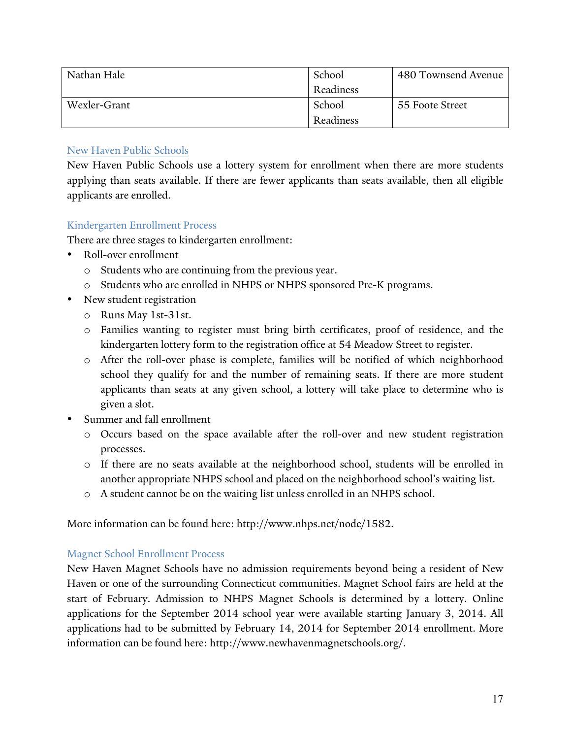| Nathan Hale | School Readiness | 480 Townsend Avenue |
|---|---|---|
| Wexler-Grant | School Readiness | 55 Foote Street |

### New Haven Public Schools

New Haven Public Schools use a lottery system for enrollment when there are more students applying than seats available. If there are fewer applicants than seats available, then all eligible applicants are enrolled.

### Kindergarten Enrollment Process

There are three stages to kindergarten enrollment:

- Roll-over enrollment
  - Students who are continuing from the previous year.
  - Students who are enrolled in NHPS or NHPS sponsored Pre-K programs.
- New student registration
  - Runs May 1st-31st.
  - Families wanting to register must bring birth certificates, proof of residence, and the kindergarten lottery form to the registration office at 54 Meadow Street to register.
  - After the roll-over phase is complete, families will be notified of which neighborhood school they qualify for and the number of remaining seats. If there are more student applicants than seats at any given school, a lottery will take place to determine who is given a slot.
- Summer and fall enrollment
  - Occurs based on the space available after the roll-over and new student registration processes.
  - If there are no seats available at the neighborhood school, students will be enrolled in another appropriate NHPS school and placed on the neighborhood school's waiting list.
  - A student cannot be on the waiting list unless enrolled in an NHPS school.

More information can be found here: http://www.nhps.net/node/1582.

### Magnet School Enrollment Process

New Haven Magnet Schools have no admission requirements beyond being a resident of New Haven or one of the surrounding Connecticut communities. Magnet School fairs are held at the start of February. Admission to NHPS Magnet Schools is determined by a lottery. Online applications for the September 2014 school year were available starting January 3, 2014. All applications had to be submitted by February 14, 2014 for September 2014 enrollment. More information can be found here: http://www.newhavenmagnetschools.org/.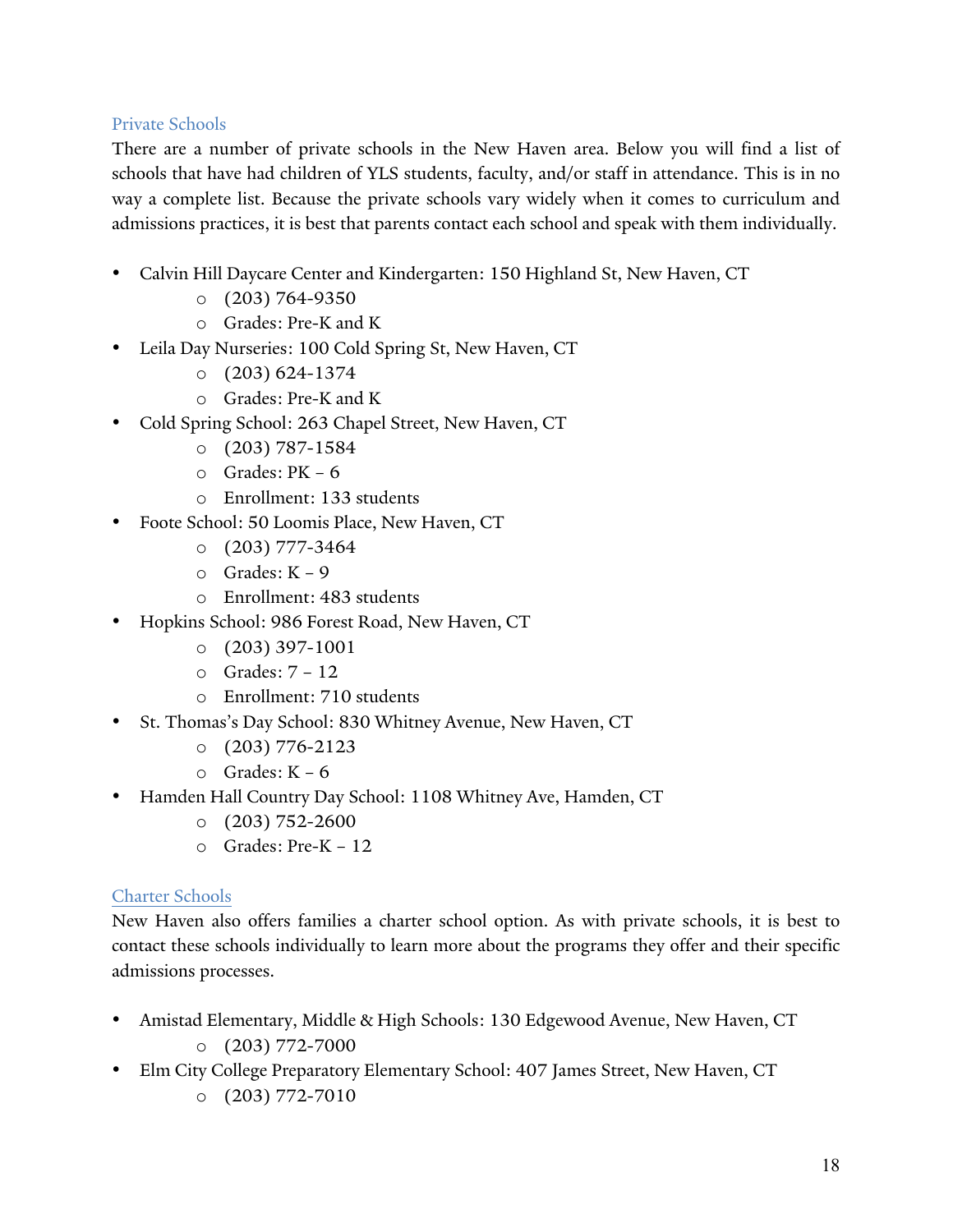## Private Schools

There are a number of private schools in the New Haven area. Below you will find a list of schools that have had children of YLS students, faculty, and/or staff in attendance. This is in no way a complete list. Because the private schools vary widely when it comes to curriculum and admissions practices, it is best that parents contact each school and speak with them individually.

- Calvin Hill Daycare Center and Kindergarten: 150 Highland St, New Haven, CT
  - (203) 764-9350
  - Grades: Pre-K and K
- Leila Day Nurseries: 100 Cold Spring St, New Haven, CT
  - (203) 624-1374
  - Grades: Pre-K and K
- Cold Spring School: 263 Chapel Street, New Haven, CT
  - (203) 787-1584
  - Grades: PK – 6
  - Enrollment: 133 students
- Foote School: 50 Loomis Place, New Haven, CT
  - (203) 777-3464
  - Grades: K – 9
  - Enrollment: 483 students
- Hopkins School: 986 Forest Road, New Haven, CT
  - (203) 397-1001
  - Grades: 7 – 12
  - Enrollment: 710 students
- St. Thomas's Day School: 830 Whitney Avenue, New Haven, CT
  - (203) 776-2123
  - Grades: K – 6
- Hamden Hall Country Day School: 1108 Whitney Ave, Hamden, CT
  - (203) 752-2600
  - Grades: Pre-K – 12

## Charter Schools

New Haven also offers families a charter school option. As with private schools, it is best to contact these schools individually to learn more about the programs they offer and their specific admissions processes.

- Amistad Elementary, Middle & High Schools: 130 Edgewood Avenue, New Haven, CT
  - (203) 772-7000
- Elm City College Preparatory Elementary School: 407 James Street, New Haven, CT
  - (203) 772-7010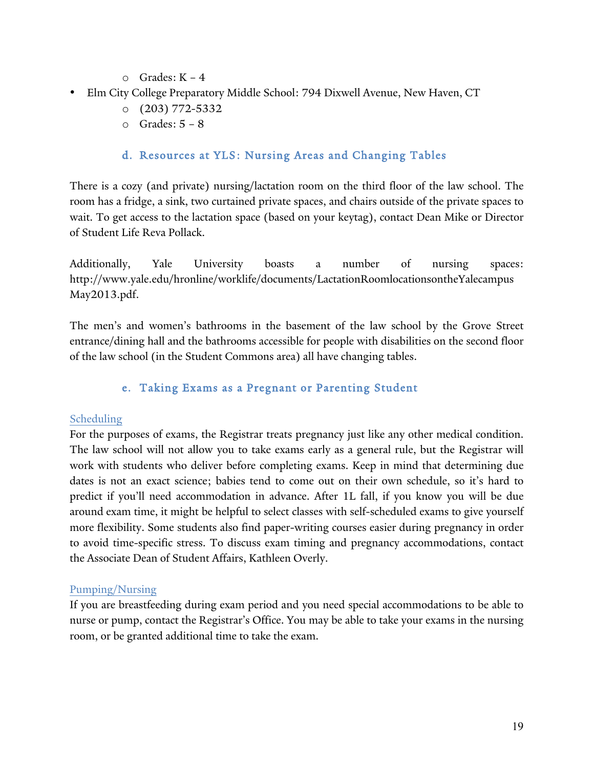- Grades: K – 4
- Elm City College Preparatory Middle School: 794 Dixwell Avenue, New Haven, CT
    - (203) 772-5332
    - Grades: 5 – 8

### d. Resources at YLS: Nursing Areas and Changing Tables

There is a cozy (and private) nursing/lactation room on the third floor of the law school. The room has a fridge, a sink, two curtained private spaces, and chairs outside of the private spaces to wait. To get access to the lactation space (based on your keytag), contact Dean Mike or Director of Student Life Reva Pollack.

Additionally, Yale University boasts a number of nursing spaces: http://www.yale.edu/hronline/worklife/documents/LactationRoomlocationsontheYalecampusMay2013.pdf.

The men's and women's bathrooms in the basement of the law school by the Grove Street entrance/dining hall and the bathrooms accessible for people with disabilities on the second floor of the law school (in the Student Commons area) all have changing tables.

### e. Taking Exams as a Pregnant or Parenting Student

#### Scheduling

For the purposes of exams, the Registrar treats pregnancy just like any other medical condition. The law school will not allow you to take exams early as a general rule, but the Registrar will work with students who deliver before completing exams. Keep in mind that determining due dates is not an exact science; babies tend to come out on their own schedule, so it's hard to predict if you'll need accommodation in advance. After 1L fall, if you know you will be due around exam time, it might be helpful to select classes with self-scheduled exams to give yourself more flexibility. Some students also find paper-writing courses easier during pregnancy in order to avoid time-specific stress. To discuss exam timing and pregnancy accommodations, contact the Associate Dean of Student Affairs, Kathleen Overly.

#### Pumping/Nursing

If you are breastfeeding during exam period and you need special accommodations to be able to nurse or pump, contact the Registrar's Office. You may be able to take your exams in the nursing room, or be granted additional time to take the exam.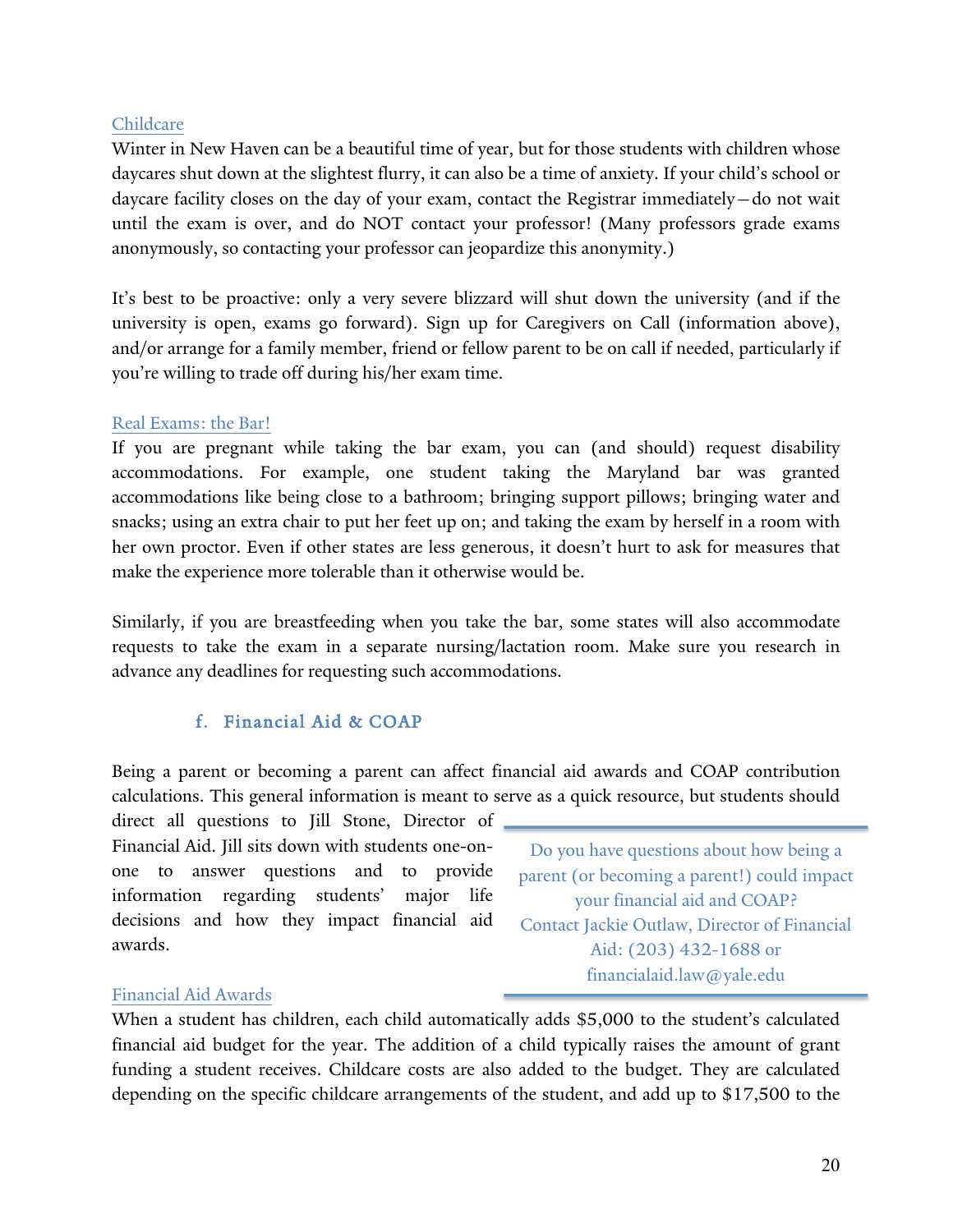Childcare

Winter in New Haven can be a beautiful time of year, but for those students with children whose daycares shut down at the slightest flurry, it can also be a time of anxiety. If your child's school or daycare facility closes on the day of your exam, contact the Registrar immediately—do not wait until the exam is over, and do NOT contact your professor! (Many professors grade exams anonymously, so contacting your professor can jeopardize this anonymity.)

It's best to be proactive: only a very severe blizzard will shut down the university (and if the university is open, exams go forward). Sign up for Caregivers on Call (information above), and/or arrange for a family member, friend or fellow parent to be on call if needed, particularly if you're willing to trade off during his/her exam time.

Real Exams: the Bar!

If you are pregnant while taking the bar exam, you can (and should) request disability accommodations. For example, one student taking the Maryland bar was granted accommodations like being close to a bathroom; bringing support pillows; bringing water and snacks; using an extra chair to put her feet up on; and taking the exam by herself in a room with her own proctor. Even if other states are less generous, it doesn't hurt to ask for measures that make the experience more tolerable than it otherwise would be.

Similarly, if you are breastfeeding when you take the bar, some states will also accommodate requests to take the exam in a separate nursing/lactation room. Make sure you research in advance any deadlines for requesting such accommodations.

### f. Financial Aid & COAP

Being a parent or becoming a parent can affect financial aid awards and COAP contribution calculations. This general information is meant to serve as a quick resource, but students should direct all questions to Jill Stone, Director of Financial Aid. Jill sits down with students one-on-one to answer questions and to provide information regarding students' major life decisions and how they impact financial aid awards.

> Do you have questions about how being a parent (or becoming a parent!) could impact your financial aid and COAP? Contact Jackie Outlaw, Director of Financial Aid: (203) 432-1688 or financialaid.law@yale.edu

Financial Aid Awards

When a student has children, each child automatically adds $5,000 to the student's calculated financial aid budget for the year. The addition of a child typically raises the amount of grant funding a student receives. Childcare costs are also added to the budget. They are calculated depending on the specific childcare arrangements of the student, and add up to $17,500 to the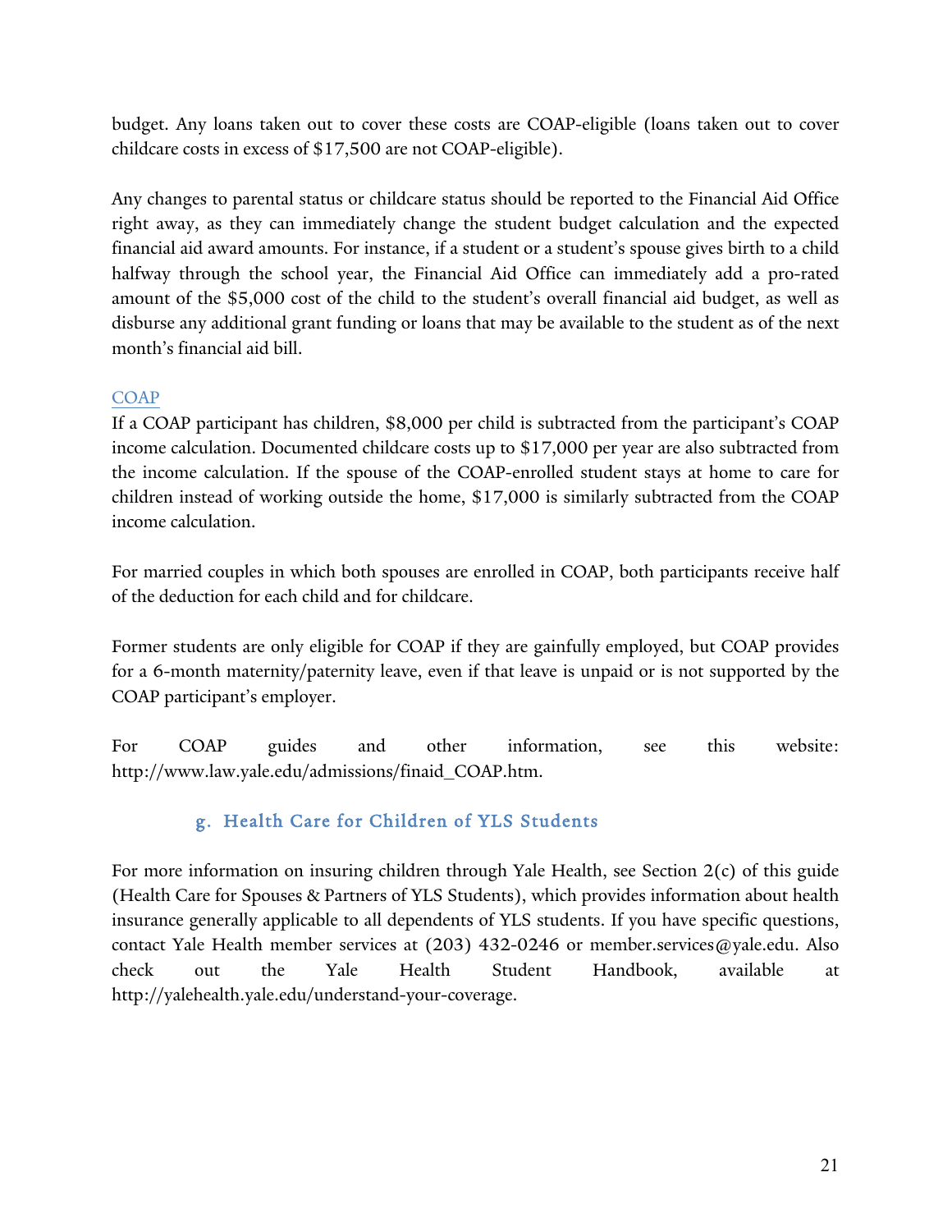budget. Any loans taken out to cover these costs are COAP-eligible (loans taken out to cover childcare costs in excess of $17,500 are not COAP-eligible).

Any changes to parental status or childcare status should be reported to the Financial Aid Office right away, as they can immediately change the student budget calculation and the expected financial aid award amounts. For instance, if a student or a student's spouse gives birth to a child halfway through the school year, the Financial Aid Office can immediately add a pro-rated amount of the $5,000 cost of the child to the student's overall financial aid budget, as well as disburse any additional grant funding or loans that may be available to the student as of the next month's financial aid bill.

COAP

If a COAP participant has children, $8,000 per child is subtracted from the participant's COAP income calculation. Documented childcare costs up to $17,000 per year are also subtracted from the income calculation. If the spouse of the COAP-enrolled student stays at home to care for children instead of working outside the home, $17,000 is similarly subtracted from the COAP income calculation.

For married couples in which both spouses are enrolled in COAP, both participants receive half of the deduction for each child and for childcare.

Former students are only eligible for COAP if they are gainfully employed, but COAP provides for a 6-month maternity/paternity leave, even if that leave is unpaid or is not supported by the COAP participant's employer.

For COAP guides and other information, see this website: http://www.law.yale.edu/admissions/finaid_COAP.htm.

### g. Health Care for Children of YLS Students

For more information on insuring children through Yale Health, see Section 2(c) of this guide (Health Care for Spouses & Partners of YLS Students), which provides information about health insurance generally applicable to all dependents of YLS students. If you have specific questions, contact Yale Health member services at (203) 432-0246 or member.services@yale.edu. Also check out the Yale Health Student Handbook, available at http://yalehealth.yale.edu/understand-your-coverage.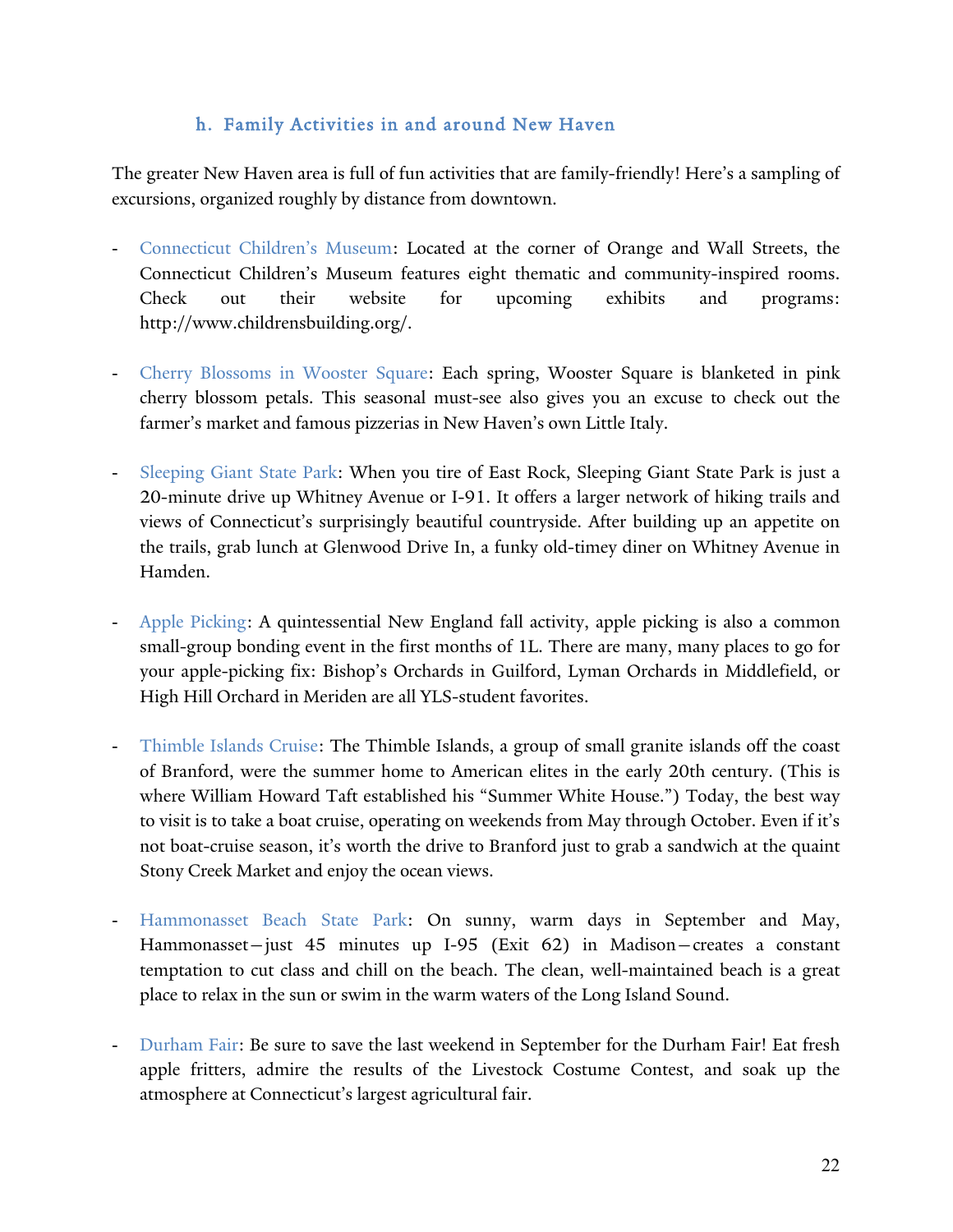### h. Family Activities in and around New Haven

The greater New Haven area is full of fun activities that are family-friendly! Here's a sampling of excursions, organized roughly by distance from downtown.

- Connecticut Children's Museum: Located at the corner of Orange and Wall Streets, the Connecticut Children's Museum features eight thematic and community-inspired rooms. Check out their website for upcoming exhibits and programs: http://www.childrensbuilding.org/.

- Cherry Blossoms in Wooster Square: Each spring, Wooster Square is blanketed in pink cherry blossom petals. This seasonal must-see also gives you an excuse to check out the farmer's market and famous pizzerias in New Haven's own Little Italy.

- Sleeping Giant State Park: When you tire of East Rock, Sleeping Giant State Park is just a 20-minute drive up Whitney Avenue or I-91. It offers a larger network of hiking trails and views of Connecticut's surprisingly beautiful countryside. After building up an appetite on the trails, grab lunch at Glenwood Drive In, a funky old-timey diner on Whitney Avenue in Hamden.

- Apple Picking: A quintessential New England fall activity, apple picking is also a common small-group bonding event in the first months of 1L. There are many, many places to go for your apple-picking fix: Bishop's Orchards in Guilford, Lyman Orchards in Middlefield, or High Hill Orchard in Meriden are all YLS-student favorites.

- Thimble Islands Cruise: The Thimble Islands, a group of small granite islands off the coast of Branford, were the summer home to American elites in the early 20th century. (This is where William Howard Taft established his "Summer White House.") Today, the best way to visit is to take a boat cruise, operating on weekends from May through October. Even if it's not boat-cruise season, it's worth the drive to Branford just to grab a sandwich at the quaint Stony Creek Market and enjoy the ocean views.

- Hammonasset Beach State Park: On sunny, warm days in September and May, Hammonasset—just 45 minutes up I-95 (Exit 62) in Madison—creates a constant temptation to cut class and chill on the beach. The clean, well-maintained beach is a great place to relax in the sun or swim in the warm waters of the Long Island Sound.

- Durham Fair: Be sure to save the last weekend in September for the Durham Fair! Eat fresh apple fritters, admire the results of the Livestock Costume Contest, and soak up the atmosphere at Connecticut's largest agricultural fair.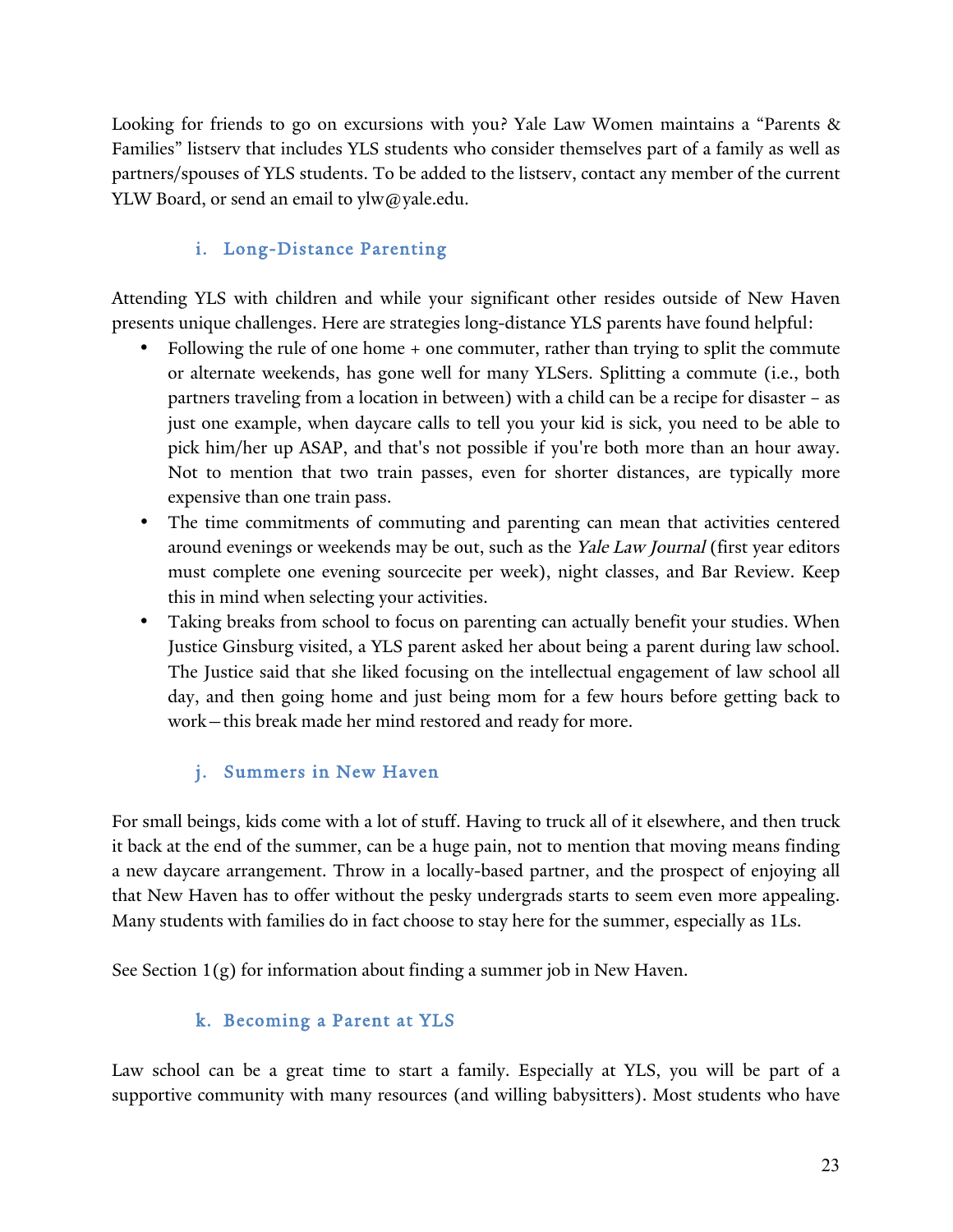Looking for friends to go on excursions with you? Yale Law Women maintains a "Parents & Families" listserv that includes YLS students who consider themselves part of a family as well as partners/spouses of YLS students. To be added to the listserv, contact any member of the current YLW Board, or send an email to ylw@yale.edu.

### i. Long-Distance Parenting

Attending YLS with children and while your significant other resides outside of New Haven presents unique challenges. Here are strategies long-distance YLS parents have found helpful:

- Following the rule of one home + one commuter, rather than trying to split the commute or alternate weekends, has gone well for many YLSers. Splitting a commute (i.e., both partners traveling from a location in between) with a child can be a recipe for disaster – as just one example, when daycare calls to tell you your kid is sick, you need to be able to pick him/her up ASAP, and that's not possible if you're both more than an hour away. Not to mention that two train passes, even for shorter distances, are typically more expensive than one train pass.
- The time commitments of commuting and parenting can mean that activities centered around evenings or weekends may be out, such as the *Yale Law Journal* (first year editors must complete one evening sourcecite per week), night classes, and Bar Review. Keep this in mind when selecting your activities.
- Taking breaks from school to focus on parenting can actually benefit your studies. When Justice Ginsburg visited, a YLS parent asked her about being a parent during law school. The Justice said that she liked focusing on the intellectual engagement of law school all day, and then going home and just being mom for a few hours before getting back to work—this break made her mind restored and ready for more.

### j. Summers in New Haven

For small beings, kids come with a lot of stuff. Having to truck all of it elsewhere, and then truck it back at the end of the summer, can be a huge pain, not to mention that moving means finding a new daycare arrangement. Throw in a locally-based partner, and the prospect of enjoying all that New Haven has to offer without the pesky undergrads starts to seem even more appealing. Many students with families do in fact choose to stay here for the summer, especially as 1Ls.

See Section 1(g) for information about finding a summer job in New Haven.

### k. Becoming a Parent at YLS

Law school can be a great time to start a family. Especially at YLS, you will be part of a supportive community with many resources (and willing babysitters). Most students who have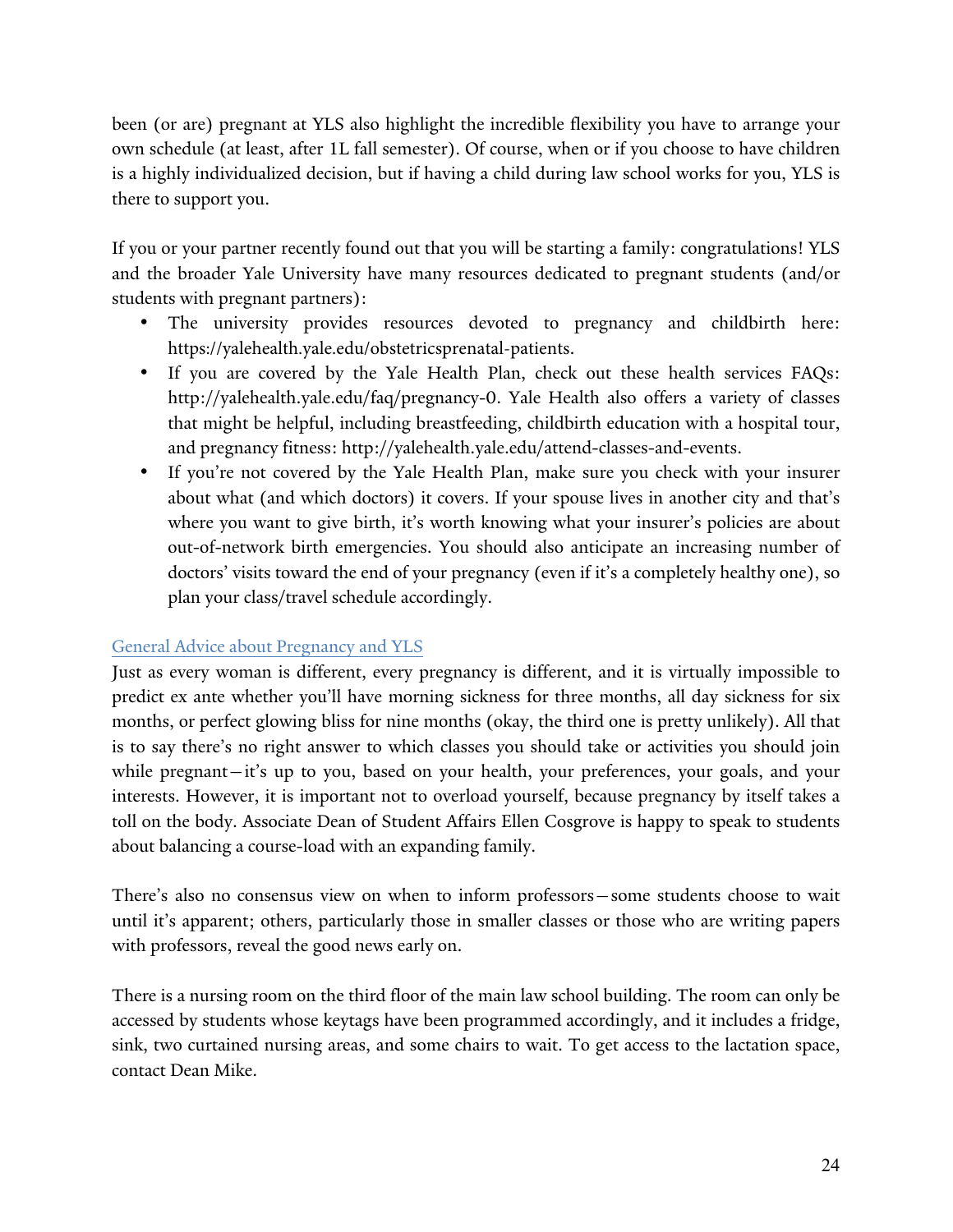been (or are) pregnant at YLS also highlight the incredible flexibility you have to arrange your own schedule (at least, after 1L fall semester). Of course, when or if you choose to have children is a highly individualized decision, but if having a child during law school works for you, YLS is there to support you.

If you or your partner recently found out that you will be starting a family: congratulations! YLS and the broader Yale University have many resources dedicated to pregnant students (and/or students with pregnant partners):

- The university provides resources devoted to pregnancy and childbirth here: https://yalehealth.yale.edu/obstetricsprenatal-patients.
- If you are covered by the Yale Health Plan, check out these health services FAQs: http://yalehealth.yale.edu/faq/pregnancy-0. Yale Health also offers a variety of classes that might be helpful, including breastfeeding, childbirth education with a hospital tour, and pregnancy fitness: http://yalehealth.yale.edu/attend-classes-and-events.
- If you're not covered by the Yale Health Plan, make sure you check with your insurer about what (and which doctors) it covers. If your spouse lives in another city and that's where you want to give birth, it's worth knowing what your insurer's policies are about out-of-network birth emergencies. You should also anticipate an increasing number of doctors' visits toward the end of your pregnancy (even if it's a completely healthy one), so plan your class/travel schedule accordingly.

### General Advice about Pregnancy and YLS

Just as every woman is different, every pregnancy is different, and it is virtually impossible to predict ex ante whether you'll have morning sickness for three months, all day sickness for six months, or perfect glowing bliss for nine months (okay, the third one is pretty unlikely). All that is to say there's no right answer to which classes you should take or activities you should join while pregnant—it's up to you, based on your health, your preferences, your goals, and your interests. However, it is important not to overload yourself, because pregnancy by itself takes a toll on the body. Associate Dean of Student Affairs Ellen Cosgrove is happy to speak to students about balancing a course-load with an expanding family.

There's also no consensus view on when to inform professors—some students choose to wait until it's apparent; others, particularly those in smaller classes or those who are writing papers with professors, reveal the good news early on.

There is a nursing room on the third floor of the main law school building. The room can only be accessed by students whose keytags have been programmed accordingly, and it includes a fridge, sink, two curtained nursing areas, and some chairs to wait. To get access to the lactation space, contact Dean Mike.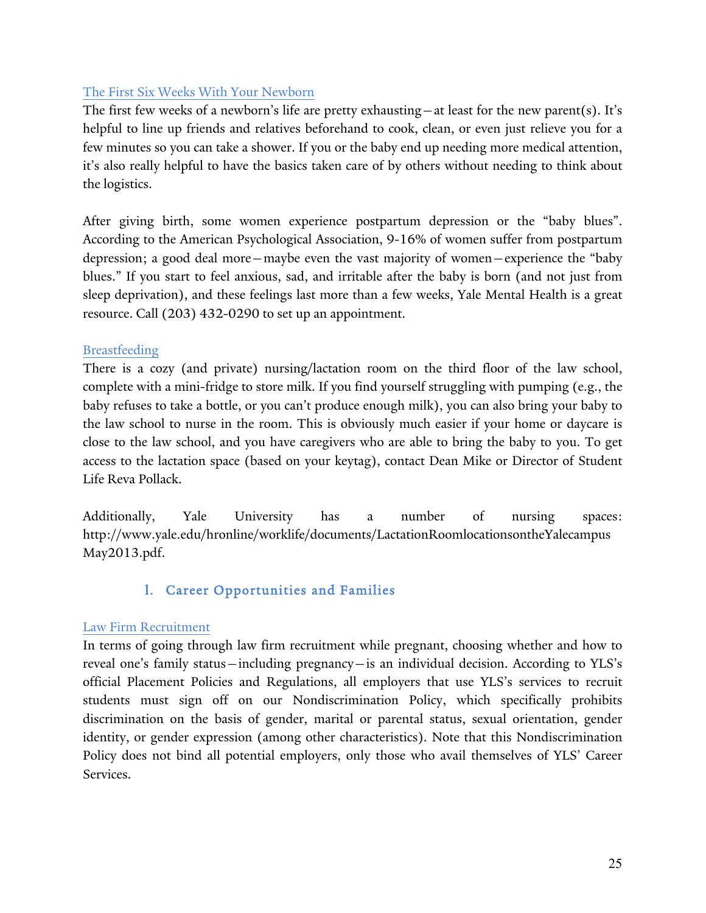### The First Six Weeks With Your Newborn

The first few weeks of a newborn's life are pretty exhausting—at least for the new parent(s). It's helpful to line up friends and relatives beforehand to cook, clean, or even just relieve you for a few minutes so you can take a shower. If you or the baby end up needing more medical attention, it's also really helpful to have the basics taken care of by others without needing to think about the logistics.

After giving birth, some women experience postpartum depression or the "baby blues". According to the American Psychological Association, 9-16% of women suffer from postpartum depression; a good deal more—maybe even the vast majority of women—experience the "baby blues." If you start to feel anxious, sad, and irritable after the baby is born (and not just from sleep deprivation), and these feelings last more than a few weeks, Yale Mental Health is a great resource. Call (203) 432-0290 to set up an appointment.

### Breastfeeding

There is a cozy (and private) nursing/lactation room on the third floor of the law school, complete with a mini-fridge to store milk. If you find yourself struggling with pumping (e.g., the baby refuses to take a bottle, or you can't produce enough milk), you can also bring your baby to the law school to nurse in the room. This is obviously much easier if your home or daycare is close to the law school, and you have caregivers who are able to bring the baby to you. To get access to the lactation space (based on your keytag), contact Dean Mike or Director of Student Life Reva Pollack.

Additionally, Yale University has a number of nursing spaces: http://www.yale.edu/hronline/worklife/documents/LactationRoomlocationsontheYalecampusMay2013.pdf.

## I. Career Opportunities and Families

### Law Firm Recruitment

In terms of going through law firm recruitment while pregnant, choosing whether and how to reveal one's family status—including pregnancy—is an individual decision. According to YLS's official Placement Policies and Regulations, all employers that use YLS's services to recruit students must sign off on our Nondiscrimination Policy, which specifically prohibits discrimination on the basis of gender, marital or parental status, sexual orientation, gender identity, or gender expression (among other characteristics). Note that this Nondiscrimination Policy does not bind all potential employers, only those who avail themselves of YLS' Career Services.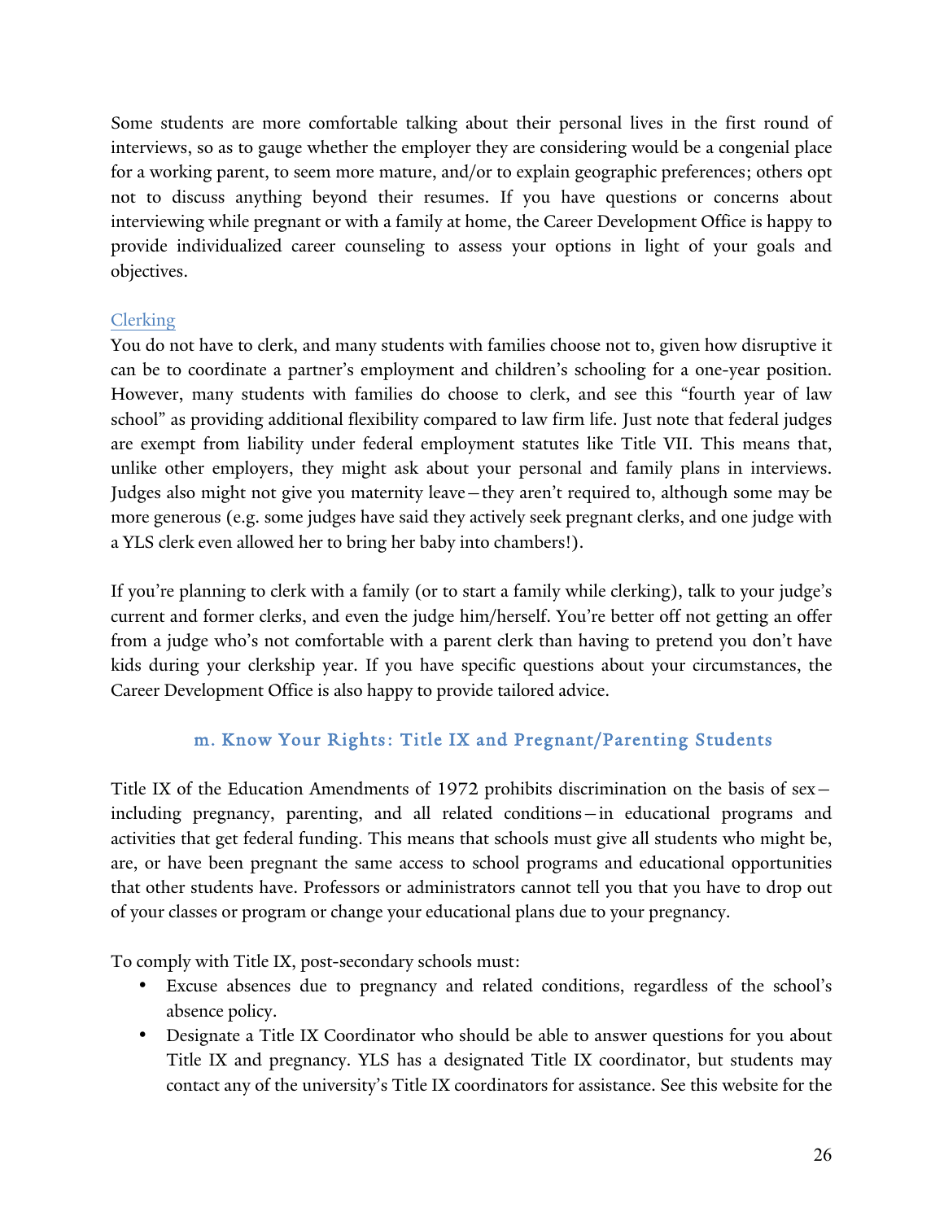Some students are more comfortable talking about their personal lives in the first round of interviews, so as to gauge whether the employer they are considering would be a congenial place for a working parent, to seem more mature, and/or to explain geographic preferences; others opt not to discuss anything beyond their resumes. If you have questions or concerns about interviewing while pregnant or with a family at home, the Career Development Office is happy to provide individualized career counseling to assess your options in light of your goals and objectives.

### Clerking

You do not have to clerk, and many students with families choose not to, given how disruptive it can be to coordinate a partner's employment and children's schooling for a one-year position. However, many students with families do choose to clerk, and see this "fourth year of law school" as providing additional flexibility compared to law firm life. Just note that federal judges are exempt from liability under federal employment statutes like Title VII. This means that, unlike other employers, they might ask about your personal and family plans in interviews. Judges also might not give you maternity leave—they aren't required to, although some may be more generous (e.g. some judges have said they actively seek pregnant clerks, and one judge with a YLS clerk even allowed her to bring her baby into chambers!).

If you're planning to clerk with a family (or to start a family while clerking), talk to your judge's current and former clerks, and even the judge him/herself. You're better off not getting an offer from a judge who's not comfortable with a parent clerk than having to pretend you don't have kids during your clerkship year. If you have specific questions about your circumstances, the Career Development Office is also happy to provide tailored advice.

## m. Know Your Rights: Title IX and Pregnant/Parenting Students

Title IX of the Education Amendments of 1972 prohibits discrimination on the basis of sex—including pregnancy, parenting, and all related conditions—in educational programs and activities that get federal funding. This means that schools must give all students who might be, are, or have been pregnant the same access to school programs and educational opportunities that other students have. Professors or administrators cannot tell you that you have to drop out of your classes or program or change your educational plans due to your pregnancy.

To comply with Title IX, post-secondary schools must:

- Excuse absences due to pregnancy and related conditions, regardless of the school's absence policy.
- Designate a Title IX Coordinator who should be able to answer questions for you about Title IX and pregnancy. YLS has a designated Title IX coordinator, but students may contact any of the university's Title IX coordinators for assistance. See this website for the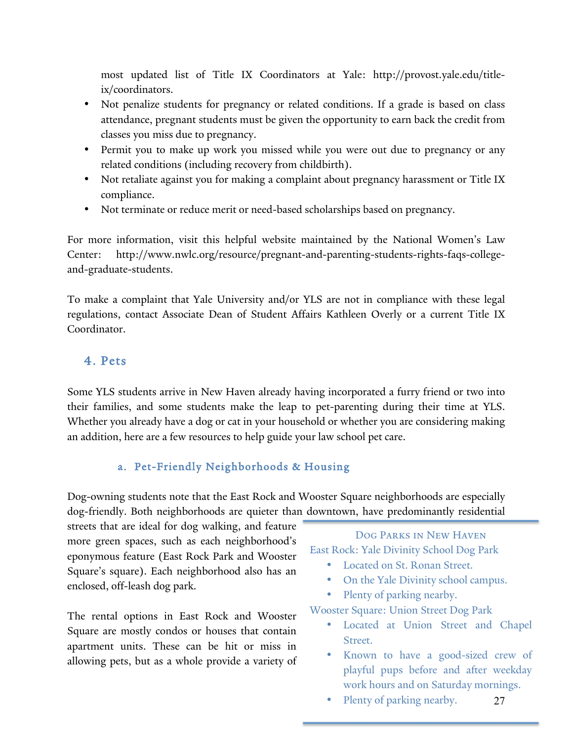most updated list of Title IX Coordinators at Yale: http://provost.yale.edu/title-ix/coordinators.

- Not penalize students for pregnancy or related conditions. If a grade is based on class attendance, pregnant students must be given the opportunity to earn back the credit from classes you miss due to pregnancy.
- Permit you to make up work you missed while you were out due to pregnancy or any related conditions (including recovery from childbirth).
- Not retaliate against you for making a complaint about pregnancy harassment or Title IX compliance.
- Not terminate or reduce merit or need-based scholarships based on pregnancy.

For more information, visit this helpful website maintained by the National Women's Law Center: http://www.nwlc.org/resource/pregnant-and-parenting-students-rights-faqs-college-and-graduate-students.

To make a complaint that Yale University and/or YLS are not in compliance with these legal regulations, contact Associate Dean of Student Affairs Kathleen Overly or a current Title IX Coordinator.

## 4. Pets

Some YLS students arrive in New Haven already having incorporated a furry friend or two into their families, and some students make the leap to pet-parenting during their time at YLS. Whether you already have a dog or cat in your household or whether you are considering making an addition, here are a few resources to help guide your law school pet care.

### a. Pet-Friendly Neighborhoods & Housing

Dog-owning students note that the East Rock and Wooster Square neighborhoods are especially dog-friendly. Both neighborhoods are quieter than downtown, have predominantly residential streets that are ideal for dog walking, and feature more green spaces, such as each neighborhood's eponymous feature (East Rock Park and Wooster Square's square). Each neighborhood also has an enclosed, off-leash dog park.

The rental options in East Rock and Wooster Square are mostly condos or houses that contain apartment units. These can be hit or miss in allowing pets, but as a whole provide a variety of

> **Dog Parks in New Haven**
>
> East Rock: Yale Divinity School Dog Park
> - Located on St. Ronan Street.
> - On the Yale Divinity school campus.
> - Plenty of parking nearby.
>
> Wooster Square: Union Street Dog Park
> - Located at Union Street and Chapel Street.
> - Known to have a good-sized crew of playful pups before and after weekday work hours and on Saturday mornings.
> - Plenty of parking nearby.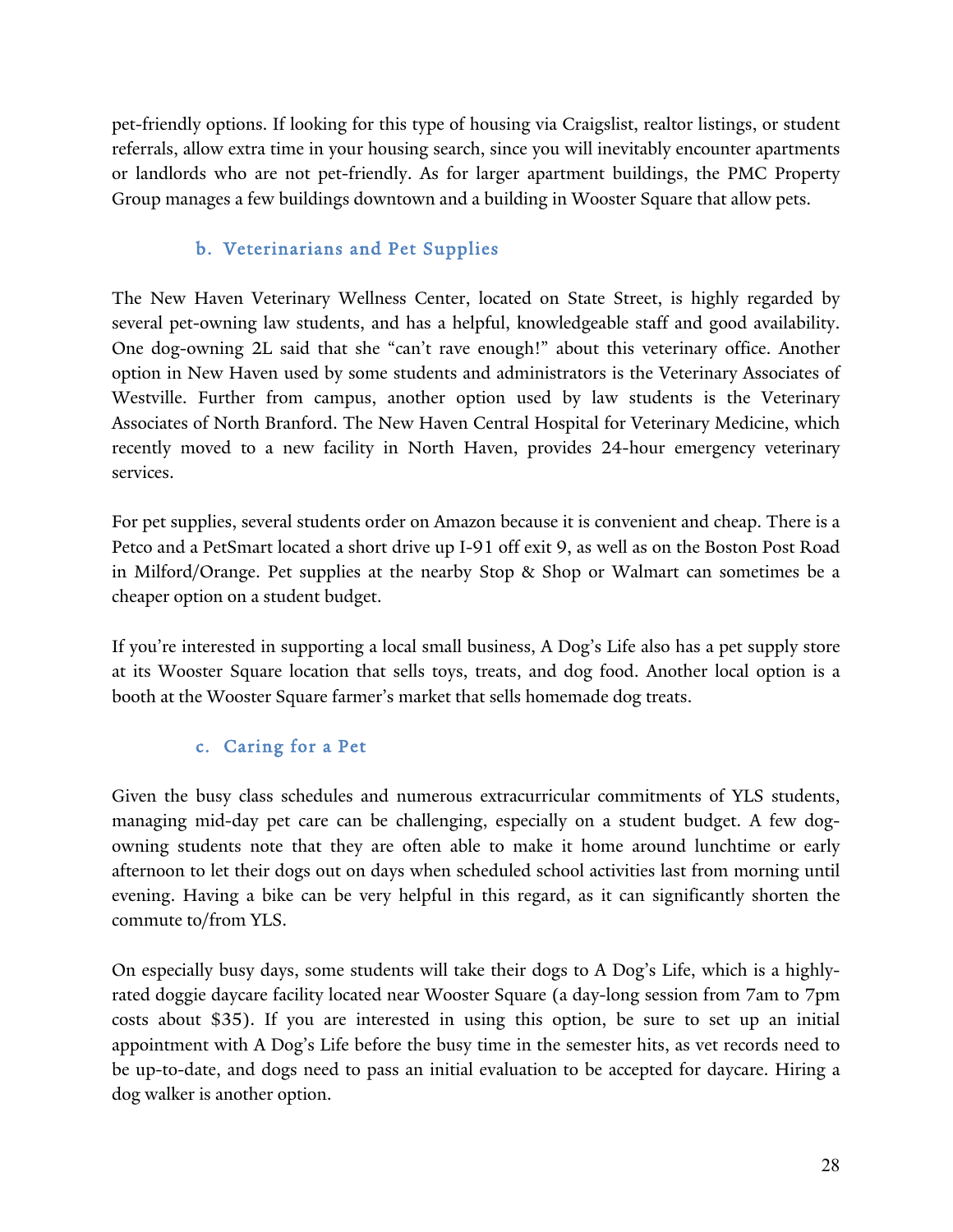pet-friendly options. If looking for this type of housing via Craigslist, realtor listings, or student referrals, allow extra time in your housing search, since you will inevitably encounter apartments or landlords who are not pet-friendly. As for larger apartment buildings, the PMC Property Group manages a few buildings downtown and a building in Wooster Square that allow pets.

### b. Veterinarians and Pet Supplies

The New Haven Veterinary Wellness Center, located on State Street, is highly regarded by several pet-owning law students, and has a helpful, knowledgeable staff and good availability. One dog-owning 2L said that she "can't rave enough!" about this veterinary office. Another option in New Haven used by some students and administrators is the Veterinary Associates of Westville. Further from campus, another option used by law students is the Veterinary Associates of North Branford. The New Haven Central Hospital for Veterinary Medicine, which recently moved to a new facility in North Haven, provides 24-hour emergency veterinary services.

For pet supplies, several students order on Amazon because it is convenient and cheap. There is a Petco and a PetSmart located a short drive up I-91 off exit 9, as well as on the Boston Post Road in Milford/Orange. Pet supplies at the nearby Stop & Shop or Walmart can sometimes be a cheaper option on a student budget.

If you're interested in supporting a local small business, A Dog's Life also has a pet supply store at its Wooster Square location that sells toys, treats, and dog food. Another local option is a booth at the Wooster Square farmer's market that sells homemade dog treats.

### c. Caring for a Pet

Given the busy class schedules and numerous extracurricular commitments of YLS students, managing mid-day pet care can be challenging, especially on a student budget. A few dog-owning students note that they are often able to make it home around lunchtime or early afternoon to let their dogs out on days when scheduled school activities last from morning until evening. Having a bike can be very helpful in this regard, as it can significantly shorten the commute to/from YLS.

On especially busy days, some students will take their dogs to A Dog's Life, which is a highly-rated doggie daycare facility located near Wooster Square (a day-long session from 7am to 7pm costs about $35). If you are interested in using this option, be sure to set up an initial appointment with A Dog's Life before the busy time in the semester hits, as vet records need to be up-to-date, and dogs need to pass an initial evaluation to be accepted for daycare. Hiring a dog walker is another option.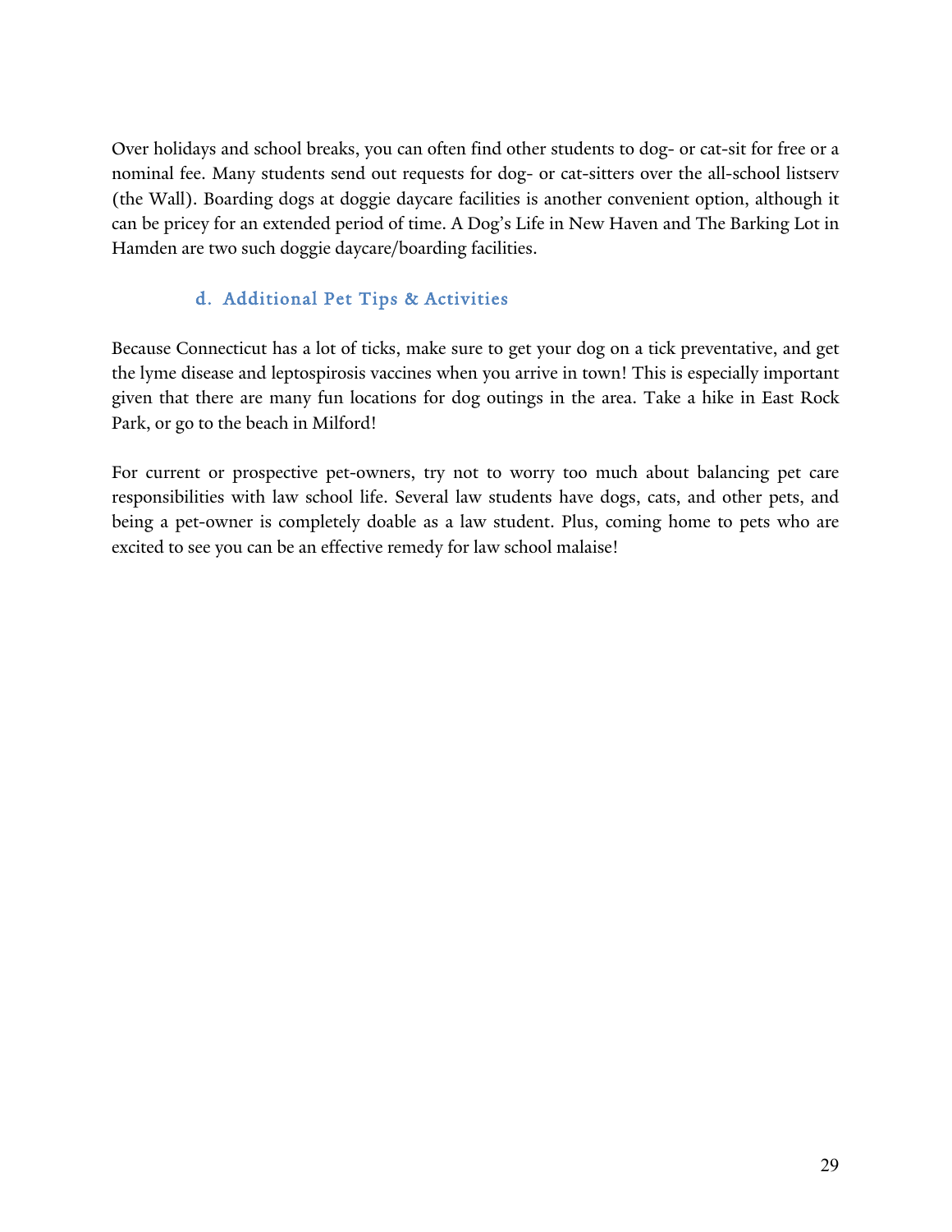Over holidays and school breaks, you can often find other students to dog- or cat-sit for free or a nominal fee. Many students send out requests for dog- or cat-sitters over the all-school listserv (the Wall). Boarding dogs at doggie daycare facilities is another convenient option, although it can be pricey for an extended period of time. A Dog's Life in New Haven and The Barking Lot in Hamden are two such doggie daycare/boarding facilities.

### d. Additional Pet Tips & Activities

Because Connecticut has a lot of ticks, make sure to get your dog on a tick preventative, and get the lyme disease and leptospirosis vaccines when you arrive in town! This is especially important given that there are many fun locations for dog outings in the area. Take a hike in East Rock Park, or go to the beach in Milford!

For current or prospective pet-owners, try not to worry too much about balancing pet care responsibilities with law school life. Several law students have dogs, cats, and other pets, and being a pet-owner is completely doable as a law student. Plus, coming home to pets who are excited to see you can be an effective remedy for law school malaise!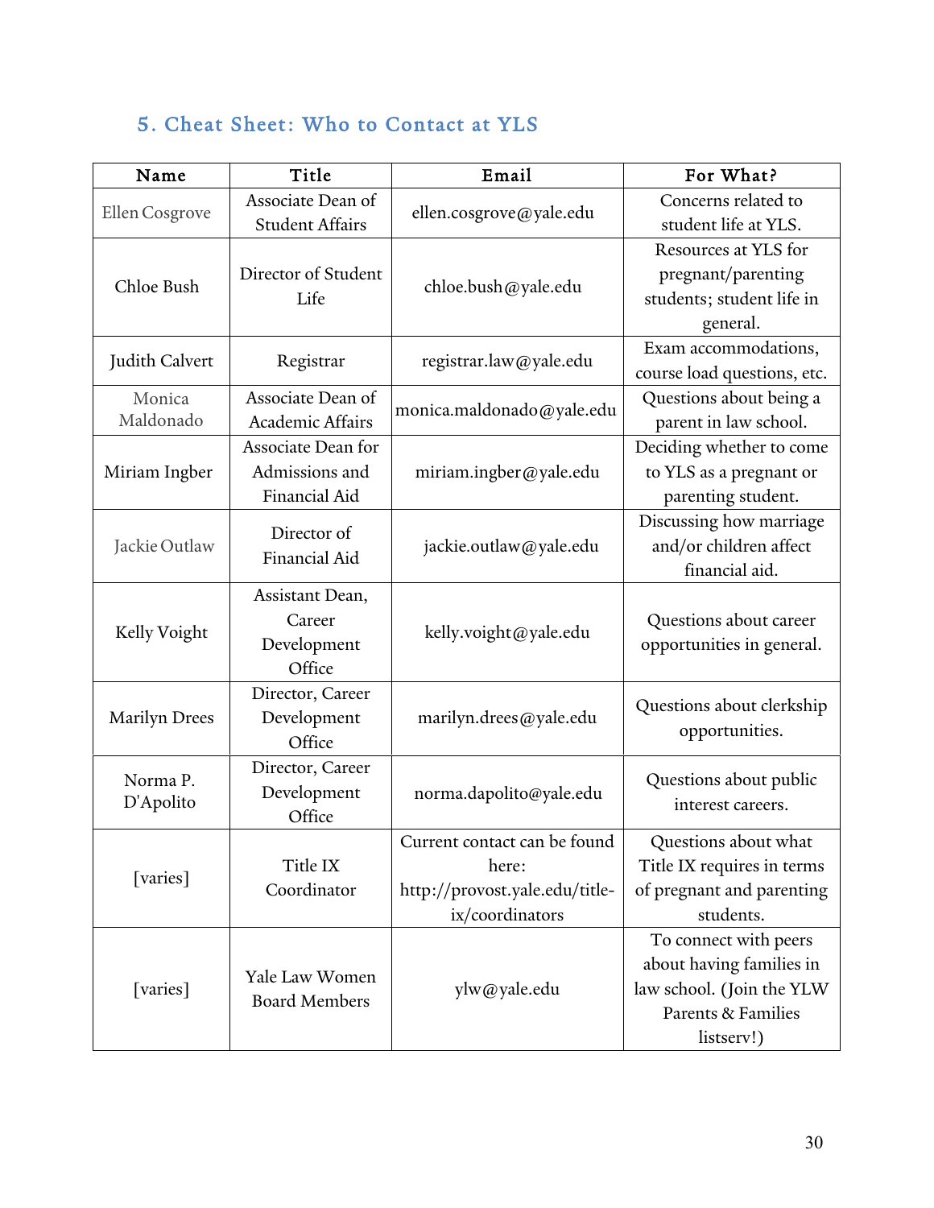## 5. Cheat Sheet: Who to Contact at YLS

| Name | Title | Email | For What? |
|---|---|---|---|
| Ellen Cosgrove | Associate Dean of Student Affairs | ellen.cosgrove@yale.edu | Concerns related to student life at YLS. |
| Chloe Bush | Director of Student Life | chloe.bush@yale.edu | Resources at YLS for pregnant/parenting students; student life in general. |
| Judith Calvert | Registrar | registrar.law@yale.edu | Exam accommodations, course load questions, etc. |
| Monica Maldonado | Associate Dean of Academic Affairs | monica.maldonado@yale.edu | Questions about being a parent in law school. |
| Miriam Ingber | Associate Dean for Admissions and Financial Aid | miriam.ingber@yale.edu | Deciding whether to come to YLS as a pregnant or parenting student. |
| Jackie Outlaw | Director of Financial Aid | jackie.outlaw@yale.edu | Discussing how marriage and/or children affect financial aid. |
| Kelly Voight | Assistant Dean, Career Development Office | kelly.voight@yale.edu | Questions about career opportunities in general. |
| Marilyn Drees | Director, Career Development Office | marilyn.drees@yale.edu | Questions about clerkship opportunities. |
| Norma P. D'Apolito | Director, Career Development Office | norma.dapolito@yale.edu | Questions about public interest careers. |
| [varies] | Title IX Coordinator | Current contact can be found here: http://provost.yale.edu/title-ix/coordinators | Questions about what Title IX requires in terms of pregnant and parenting students. |
| [varies] | Yale Law Women Board Members | ylw@yale.edu | To connect with peers about having families in law school. (Join the YLW Parents & Families listserv!) |